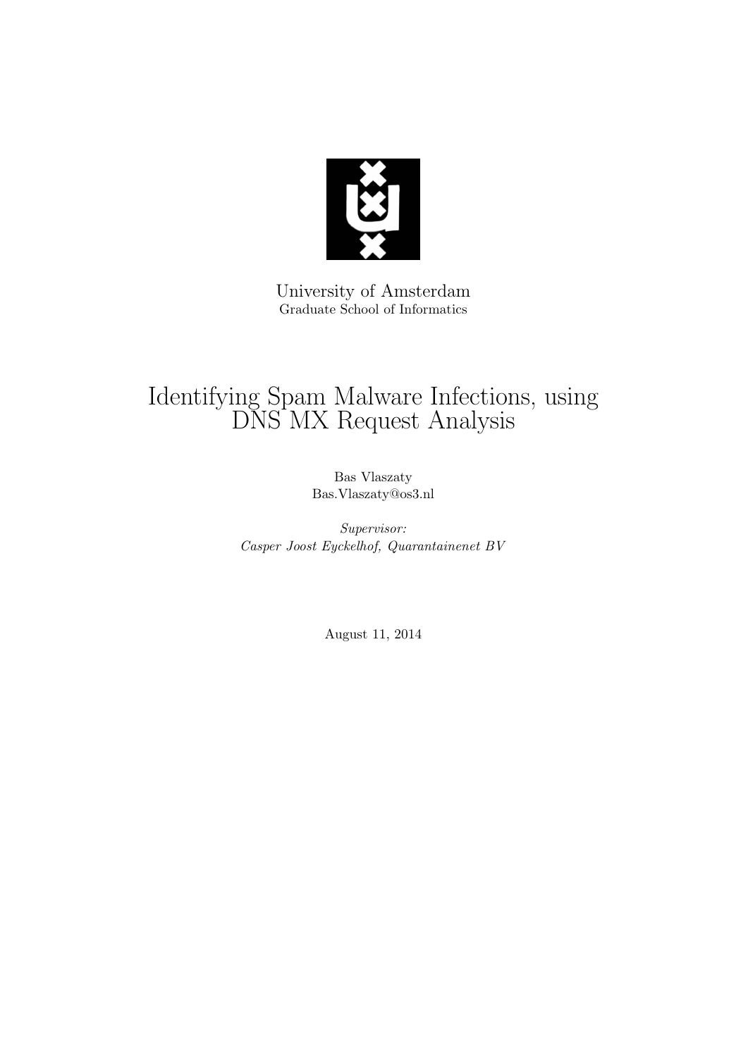University of Amsterdam
Graduate School of Informatics

# Identifying Spam Malware Infections, using DNS MX Request Analysis

Bas Vlaszaty
Bas.Vlaszaty@os3.nl

*Supervisor:*
*Casper Joost Eyckelhof, Quarantainenet BV*

August 11, 2014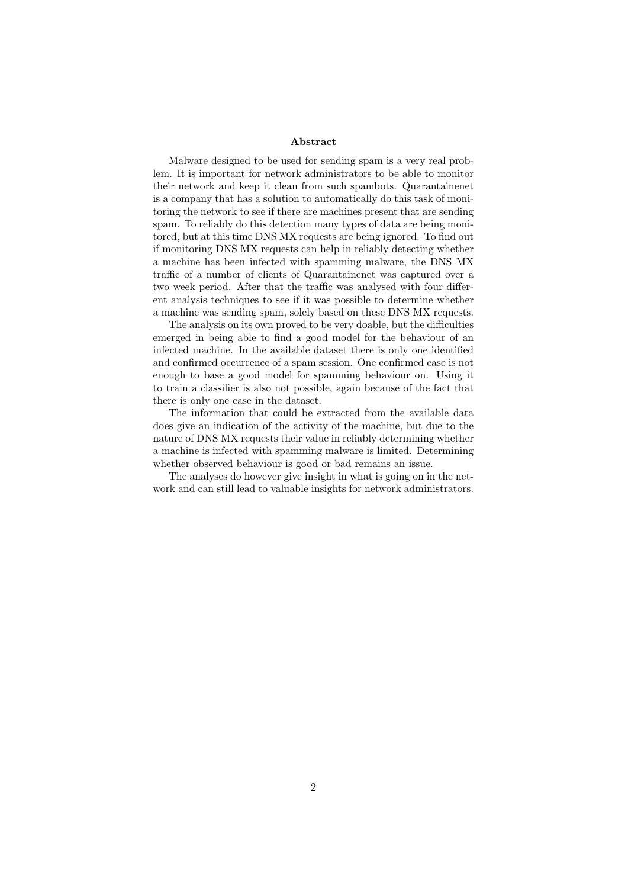## Abstract

Malware designed to be used for sending spam is a very real problem. It is important for network administrators to be able to monitor their network and keep it clean from such spambots. Quarantainenet is a company that has a solution to automatically do this task of monitoring the network to see if there are machines present that are sending spam. To reliably do this detection many types of data are being monitored, but at this time DNS MX requests are being ignored. To find out if monitoring DNS MX requests can help in reliably detecting whether a machine has been infected with spamming malware, the DNS MX traffic of a number of clients of Quarantainenet was captured over a two week period. After that the traffic was analysed with four different analysis techniques to see if it was possible to determine whether a machine was sending spam, solely based on these DNS MX requests.

The analysis on its own proved to be very doable, but the difficulties emerged in being able to find a good model for the behaviour of an infected machine. In the available dataset there is only one identified and confirmed occurrence of a spam session. One confirmed case is not enough to base a good model for spamming behaviour on. Using it to train a classifier is also not possible, again because of the fact that there is only one case in the dataset.

The information that could be extracted from the available data does give an indication of the activity of the machine, but due to the nature of DNS MX requests their value in reliably determining whether a machine is infected with spamming malware is limited. Determining whether observed behaviour is good or bad remains an issue.

The analyses do however give insight in what is going on in the network and can still lead to valuable insights for network administrators.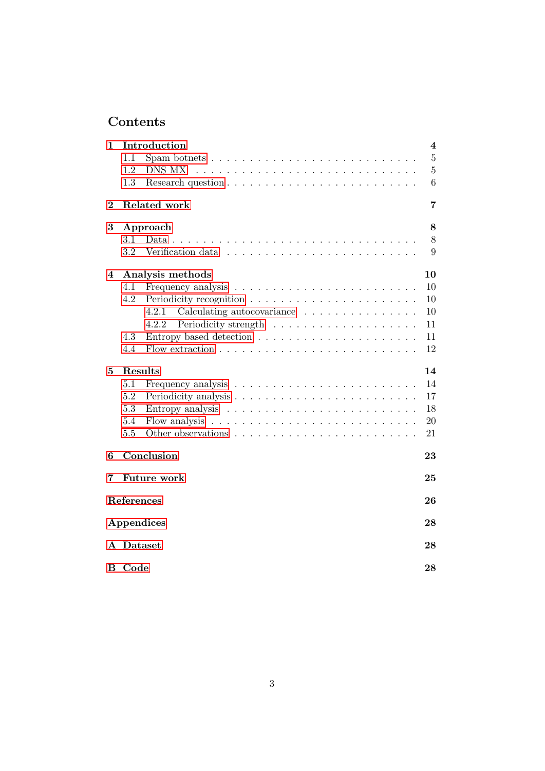# Contents

- **1 Introduction** — **4**
  - 1.1 Spam botnets — 5
  - 1.2 DNS MX — 5
  - 1.3 Research question — 6
- **2 Related work** — **7**
- **3 Approach** — **8**
  - 3.1 Data — 8
  - 3.2 Verification data — 9
- **4 Analysis methods** — **10**
  - 4.1 Frequency analysis — 10
  - 4.2 Periodicity recognition — 10
    - 4.2.1 Calculating autocovariance — 10
    - 4.2.2 Periodicity strength — 11
  - 4.3 Entropy based detection — 11
  - 4.4 Flow extraction — 12
- **5 Results** — **14**
  - 5.1 Frequency analysis — 14
  - 5.2 Periodicity analysis — 17
  - 5.3 Entropy analysis — 18
  - 5.4 Flow analysis — 20
  - 5.5 Other observations — 21
- **6 Conclusion** — **23**
- **7 Future work** — **25**
- **References** — **26**
- **Appendices** — **28**
- **A Dataset** — **28**
- **B Code** — **28**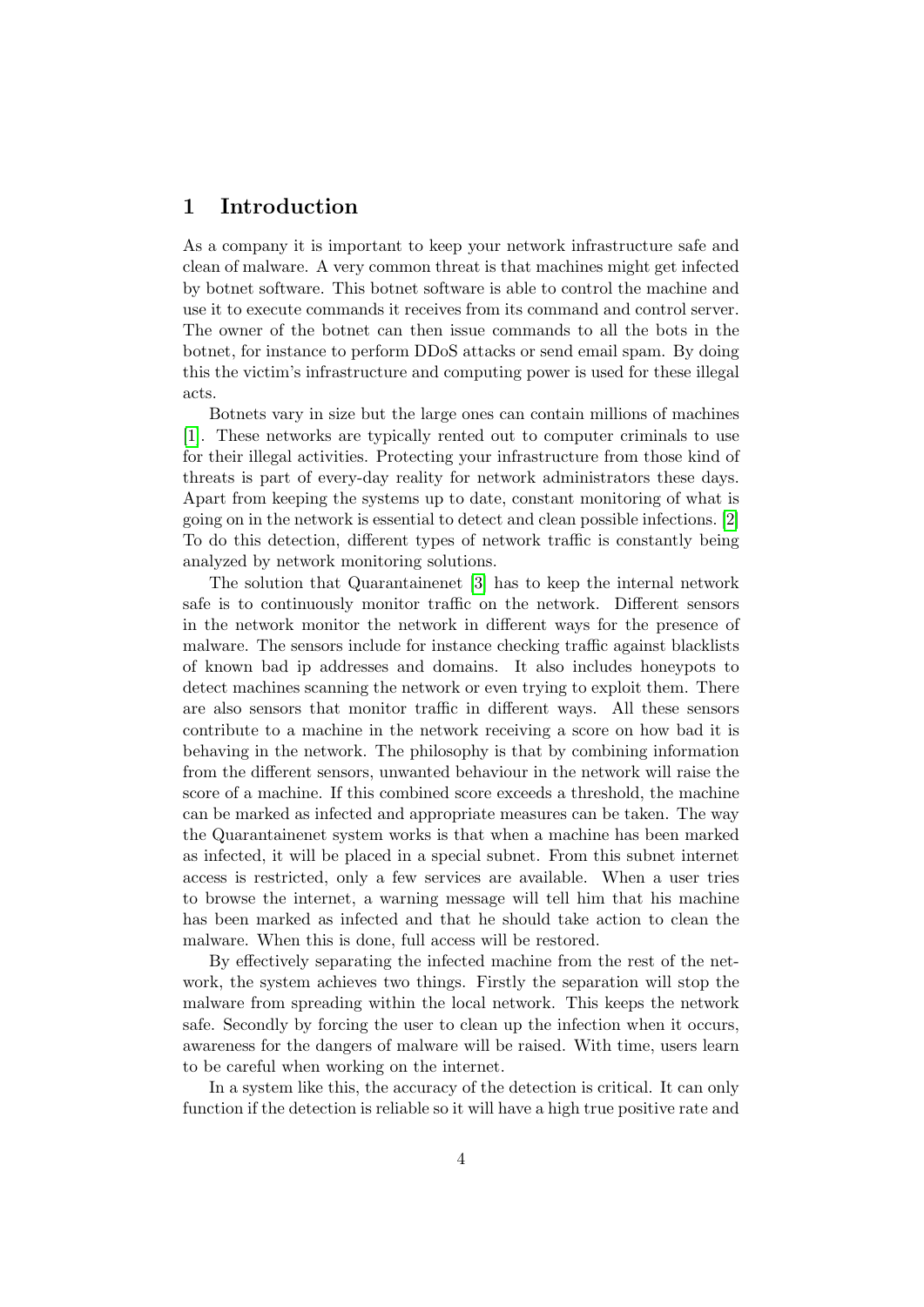# 1 Introduction

As a company it is important to keep your network infrastructure safe and clean of malware. A very common threat is that machines might get infected by botnet software. This botnet software is able to control the machine and use it to execute commands it receives from its command and control server. The owner of the botnet can then issue commands to all the bots in the botnet, for instance to perform DDoS attacks or send email spam. By doing this the victim's infrastructure and computing power is used for these illegal acts.

Botnets vary in size but the large ones can contain millions of machines [1]. These networks are typically rented out to computer criminals to use for their illegal activities. Protecting your infrastructure from those kind of threats is part of every-day reality for network administrators these days. Apart from keeping the systems up to date, constant monitoring of what is going on in the network is essential to detect and clean possible infections. [2] To do this detection, different types of network traffic is constantly being analyzed by network monitoring solutions.

The solution that Quarantainenet [3] has to keep the internal network safe is to continuously monitor traffic on the network. Different sensors in the network monitor the network in different ways for the presence of malware. The sensors include for instance checking traffic against blacklists of known bad ip addresses and domains. It also includes honeypots to detect machines scanning the network or even trying to exploit them. There are also sensors that monitor traffic in different ways. All these sensors contribute to a machine in the network receiving a score on how bad it is behaving in the network. The philosophy is that by combining information from the different sensors, unwanted behaviour in the network will raise the score of a machine. If this combined score exceeds a threshold, the machine can be marked as infected and appropriate measures can be taken. The way the Quarantainenet system works is that when a machine has been marked as infected, it will be placed in a special subnet. From this subnet internet access is restricted, only a few services are available. When a user tries to browse the internet, a warning message will tell him that his machine has been marked as infected and that he should take action to clean the malware. When this is done, full access will be restored.

By effectively separating the infected machine from the rest of the network, the system achieves two things. Firstly the separation will stop the malware from spreading within the local network. This keeps the network safe. Secondly by forcing the user to clean up the infection when it occurs, awareness for the dangers of malware will be raised. With time, users learn to be careful when working on the internet.

In a system like this, the accuracy of the detection is critical. It can only function if the detection is reliable so it will have a high true positive rate and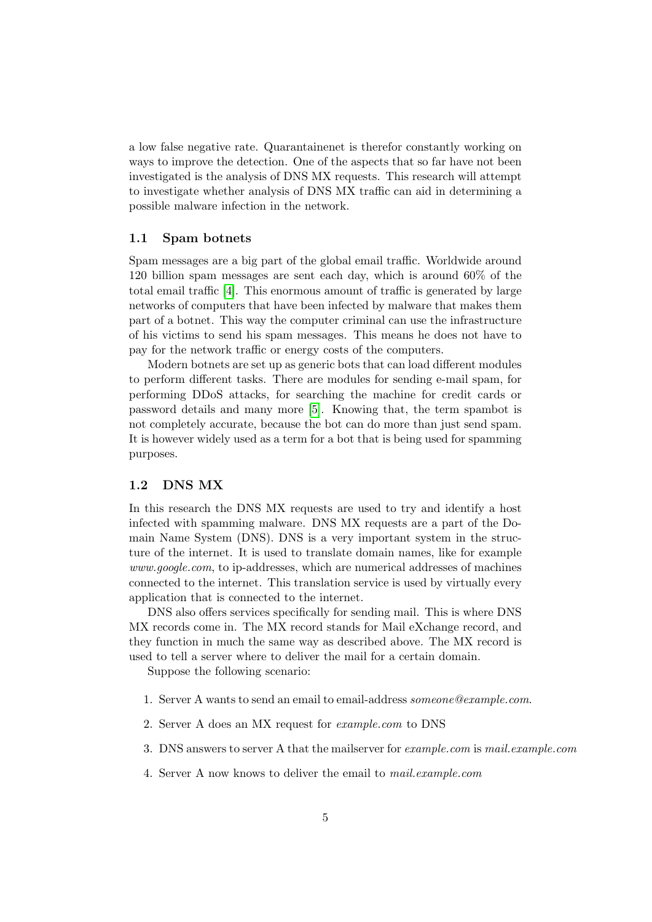a low false negative rate. Quarantainenet is therefor constantly working on ways to improve the detection. One of the aspects that so far have not been investigated is the analysis of DNS MX requests. This research will attempt to investigate whether analysis of DNS MX traffic can aid in determining a possible malware infection in the network.

### 1.1 Spam botnets

Spam messages are a big part of the global email traffic. Worldwide around 120 billion spam messages are sent each day, which is around 60% of the total email traffic [4]. This enormous amount of traffic is generated by large networks of computers that have been infected by malware that makes them part of a botnet. This way the computer criminal can use the infrastructure of his victims to send his spam messages. This means he does not have to pay for the network traffic or energy costs of the computers.

Modern botnets are set up as generic bots that can load different modules to perform different tasks. There are modules for sending e-mail spam, for performing DDoS attacks, for searching the machine for credit cards or password details and many more [5]. Knowing that, the term spambot is not completely accurate, because the bot can do more than just send spam. It is however widely used as a term for a bot that is being used for spamming purposes.

### 1.2 DNS MX

In this research the DNS MX requests are used to try and identify a host infected with spamming malware. DNS MX requests are a part of the Domain Name System (DNS). DNS is a very important system in the structure of the internet. It is used to translate domain names, like for example *www.google.com*, to ip-addresses, which are numerical addresses of machines connected to the internet. This translation service is used by virtually every application that is connected to the internet.

DNS also offers services specifically for sending mail. This is where DNS MX records come in. The MX record stands for Mail eXchange record, and they function in much the same way as described above. The MX record is used to tell a server where to deliver the mail for a certain domain.

Suppose the following scenario:

1. Server A wants to send an email to email-address *someone@example.com*.
2. Server A does an MX request for *example.com* to DNS
3. DNS answers to server A that the mailserver for *example.com* is *mail.example.com*
4. Server A now knows to deliver the email to *mail.example.com*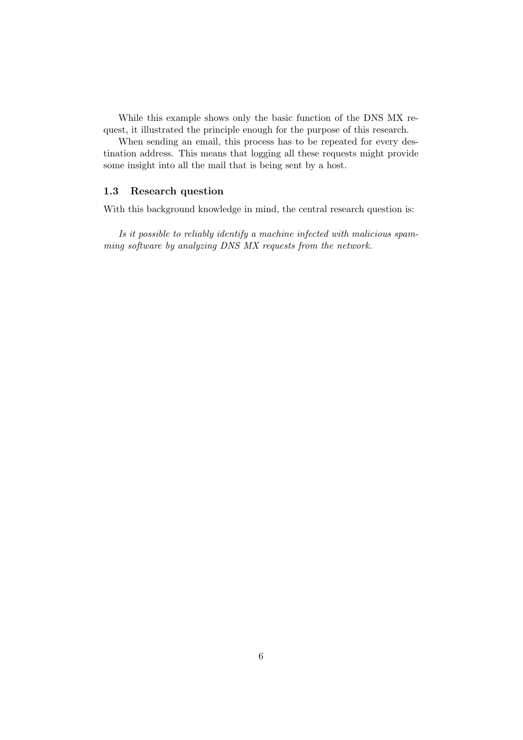While this example shows only the basic function of the DNS MX request, it illustrated the principle enough for the purpose of this research.

When sending an email, this process has to be repeated for every destination address. This means that logging all these requests might provide some insight into all the mail that is being sent by a host.

### 1.3 Research question

With this background knowledge in mind, the central research question is:

*Is it possible to reliably identify a machine infected with malicious spamming software by analyzing DNS MX requests from the network.*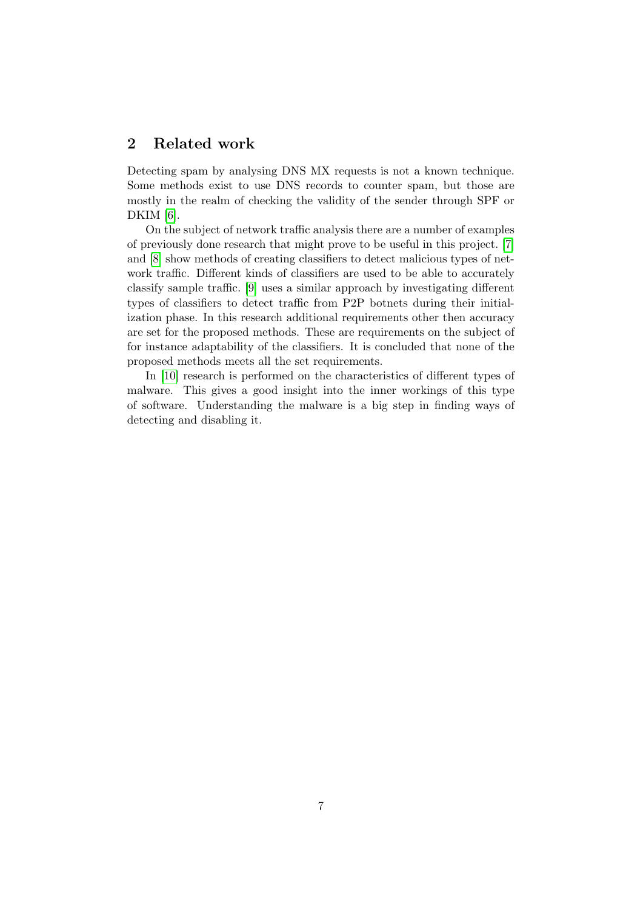## 2 Related work

Detecting spam by analysing DNS MX requests is not a known technique. Some methods exist to use DNS records to counter spam, but those are mostly in the realm of checking the validity of the sender through SPF or DKIM [6].

On the subject of network traffic analysis there are a number of examples of previously done research that might prove to be useful in this project. [7] and [8] show methods of creating classifiers to detect malicious types of network traffic. Different kinds of classifiers are used to be able to accurately classify sample traffic. [9] uses a similar approach by investigating different types of classifiers to detect traffic from P2P botnets during their initialization phase. In this research additional requirements other then accuracy are set for the proposed methods. These are requirements on the subject of for instance adaptability of the classifiers. It is concluded that none of the proposed methods meets all the set requirements.

In [10] research is performed on the characteristics of different types of malware. This gives a good insight into the inner workings of this type of software. Understanding the malware is a big step in finding ways of detecting and disabling it.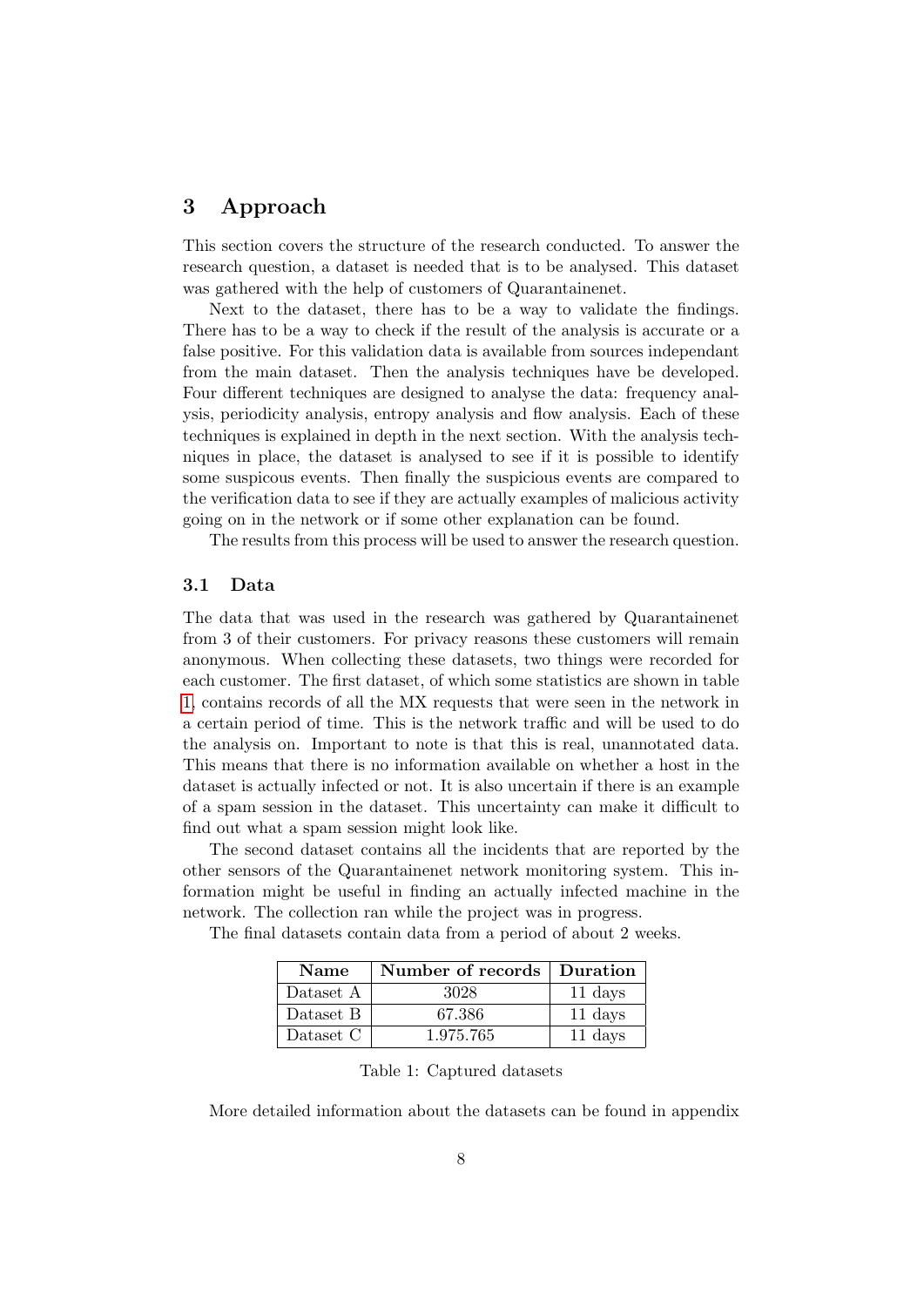# 3 Approach

This section covers the structure of the research conducted. To answer the research question, a dataset is needed that is to be analysed. This dataset was gathered with the help of customers of Quarantainenet.

Next to the dataset, there has to be a way to validate the findings. There has to be a way to check if the result of the analysis is accurate or a false positive. For this validation data is available from sources independant from the main dataset. Then the analysis techniques have be developed. Four different techniques are designed to analyse the data: frequency analysis, periodicity analysis, entropy analysis and flow analysis. Each of these techniques is explained in depth in the next section. With the analysis techniques in place, the dataset is analysed to see if it is possible to identify some suspicous events. Then finally the suspicious events are compared to the verification data to see if they are actually examples of malicious activity going on in the network or if some other explanation can be found.

The results from this process will be used to answer the research question.

## 3.1 Data

The data that was used in the research was gathered by Quarantainenet from 3 of their customers. For privacy reasons these customers will remain anonymous. When collecting these datasets, two things were recorded for each customer. The first dataset, of which some statistics are shown in table 1, contains records of all the MX requests that were seen in the network in a certain period of time. This is the network traffic and will be used to do the analysis on. Important to note is that this is real, unannotated data. This means that there is no information available on whether a host in the dataset is actually infected or not. It is also uncertain if there is an example of a spam session in the dataset. This uncertainty can make it difficult to find out what a spam session might look like.

The second dataset contains all the incidents that are reported by the other sensors of the Quarantainenet network monitoring system. This information might be useful in finding an actually infected machine in the network. The collection ran while the project was in progress.

The final datasets contain data from a period of about 2 weeks.

| Name | Number of records | Duration |
|---|---|---|
| Dataset A | 3028 | 11 days |
| Dataset B | 67.386 | 11 days |
| Dataset C | 1.975.765 | 11 days |

Table 1: Captured datasets

More detailed information about the datasets can be found in appendix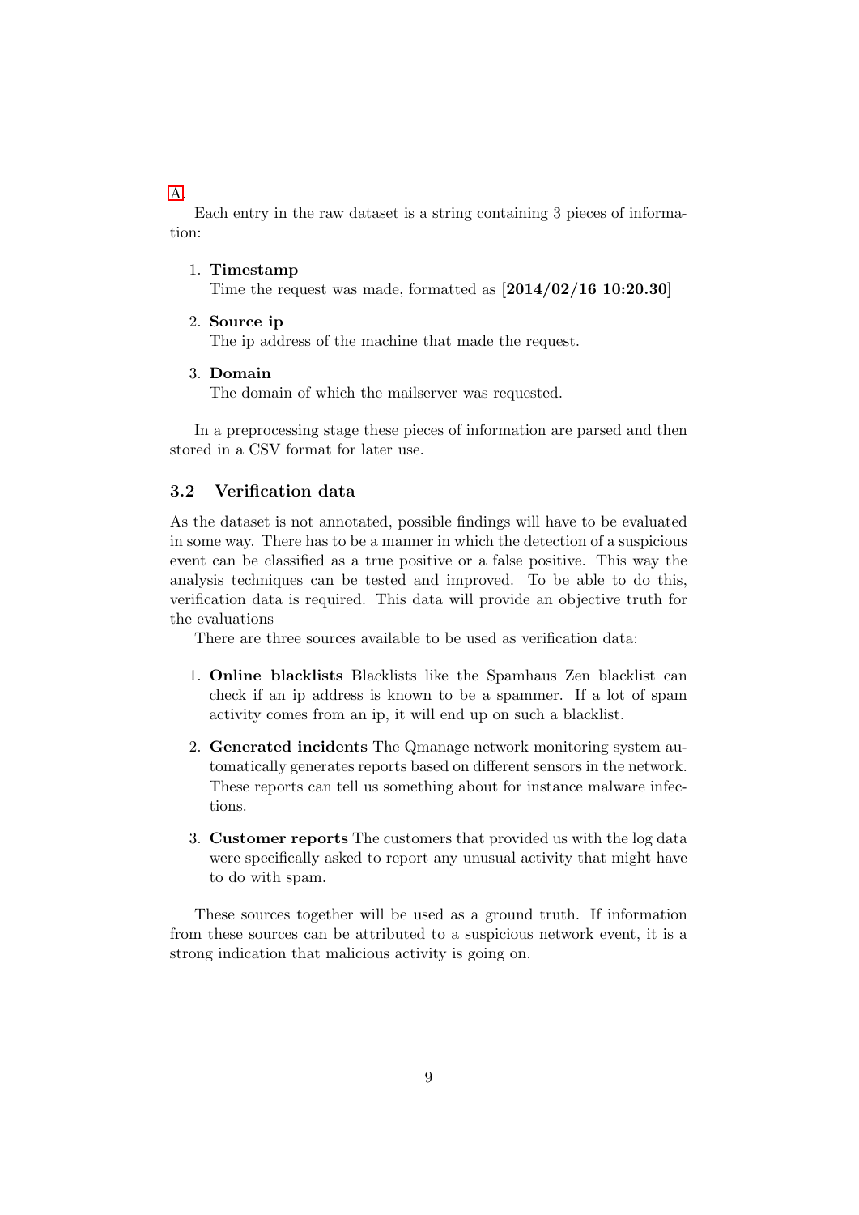A.

Each entry in the raw dataset is a string containing 3 pieces of information:

1. **Timestamp**
   Time the request was made, formatted as [**2014/02/16 10:20.30**]

2. **Source ip**
   The ip address of the machine that made the request.

3. **Domain**
   The domain of which the mailserver was requested.

In a preprocessing stage these pieces of information are parsed and then stored in a CSV format for later use.

### 3.2 Verification data

As the dataset is not annotated, possible findings will have to be evaluated in some way. There has to be a manner in which the detection of a suspicious event can be classified as a true positive or a false positive. This way the analysis techniques can be tested and improved. To be able to do this, verification data is required. This data will provide an objective truth for the evaluations

There are three sources available to be used as verification data:

1. **Online blacklists** Blacklists like the Spamhaus Zen blacklist can check if an ip address is known to be a spammer. If a lot of spam activity comes from an ip, it will end up on such a blacklist.

2. **Generated incidents** The Qmanage network monitoring system automatically generates reports based on different sensors in the network. These reports can tell us something about for instance malware infections.

3. **Customer reports** The customers that provided us with the log data were specifically asked to report any unusual activity that might have to do with spam.

These sources together will be used as a ground truth. If information from these sources can be attributed to a suspicious network event, it is a strong indication that malicious activity is going on.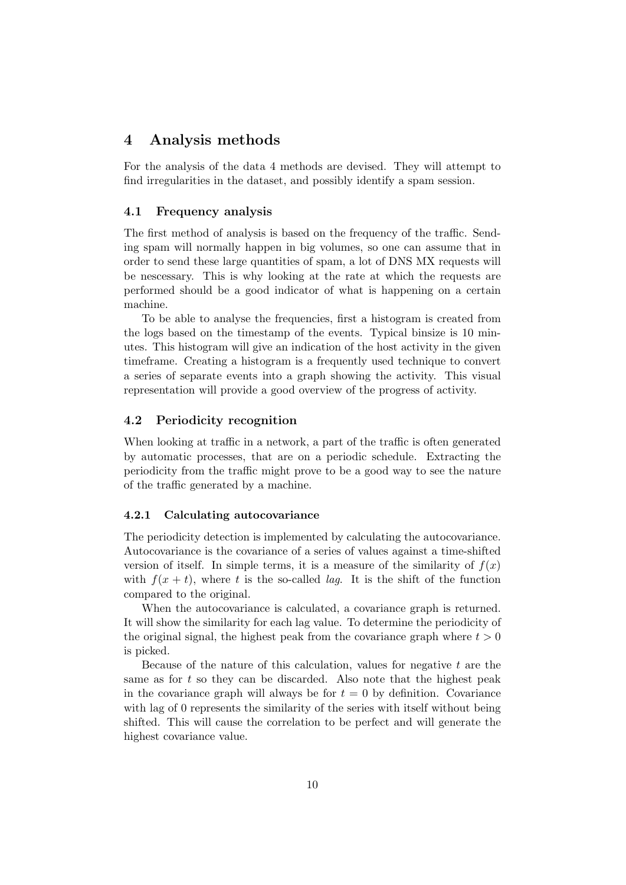# 4 Analysis methods

For the analysis of the data 4 methods are devised. They will attempt to find irregularities in the dataset, and possibly identify a spam session.

## 4.1 Frequency analysis

The first method of analysis is based on the frequency of the traffic. Sending spam will normally happen in big volumes, so one can assume that in order to send these large quantities of spam, a lot of DNS MX requests will be nescessary. This is why looking at the rate at which the requests are performed should be a good indicator of what is happening on a certain machine.

To be able to analyse the frequencies, first a histogram is created from the logs based on the timestamp of the events. Typical binsize is 10 minutes. This histogram will give an indication of the host activity in the given timeframe. Creating a histogram is a frequently used technique to convert a series of separate events into a graph showing the activity. This visual representation will provide a good overview of the progress of activity.

## 4.2 Periodicity recognition

When looking at traffic in a network, a part of the traffic is often generated by automatic processes, that are on a periodic schedule. Extracting the periodicity from the traffic might prove to be a good way to see the nature of the traffic generated by a machine.

### 4.2.1 Calculating autocovariance

The periodicity detection is implemented by calculating the autocovariance. Autocovariance is the covariance of a series of values against a time-shifted version of itself. In simple terms, it is a measure of the similarity of $f(x)$ with $f(x + t)$, where $t$ is the so-called *lag*. It is the shift of the function compared to the original.

When the autocovariance is calculated, a covariance graph is returned. It will show the similarity for each lag value. To determine the periodicity of the original signal, the highest peak from the covariance graph where $t > 0$ is picked.

Because of the nature of this calculation, values for negative $t$ are the same as for $t$ so they can be discarded. Also note that the highest peak in the covariance graph will always be for $t = 0$ by definition. Covariance with lag of 0 represents the similarity of the series with itself without being shifted. This will cause the correlation to be perfect and will generate the highest covariance value.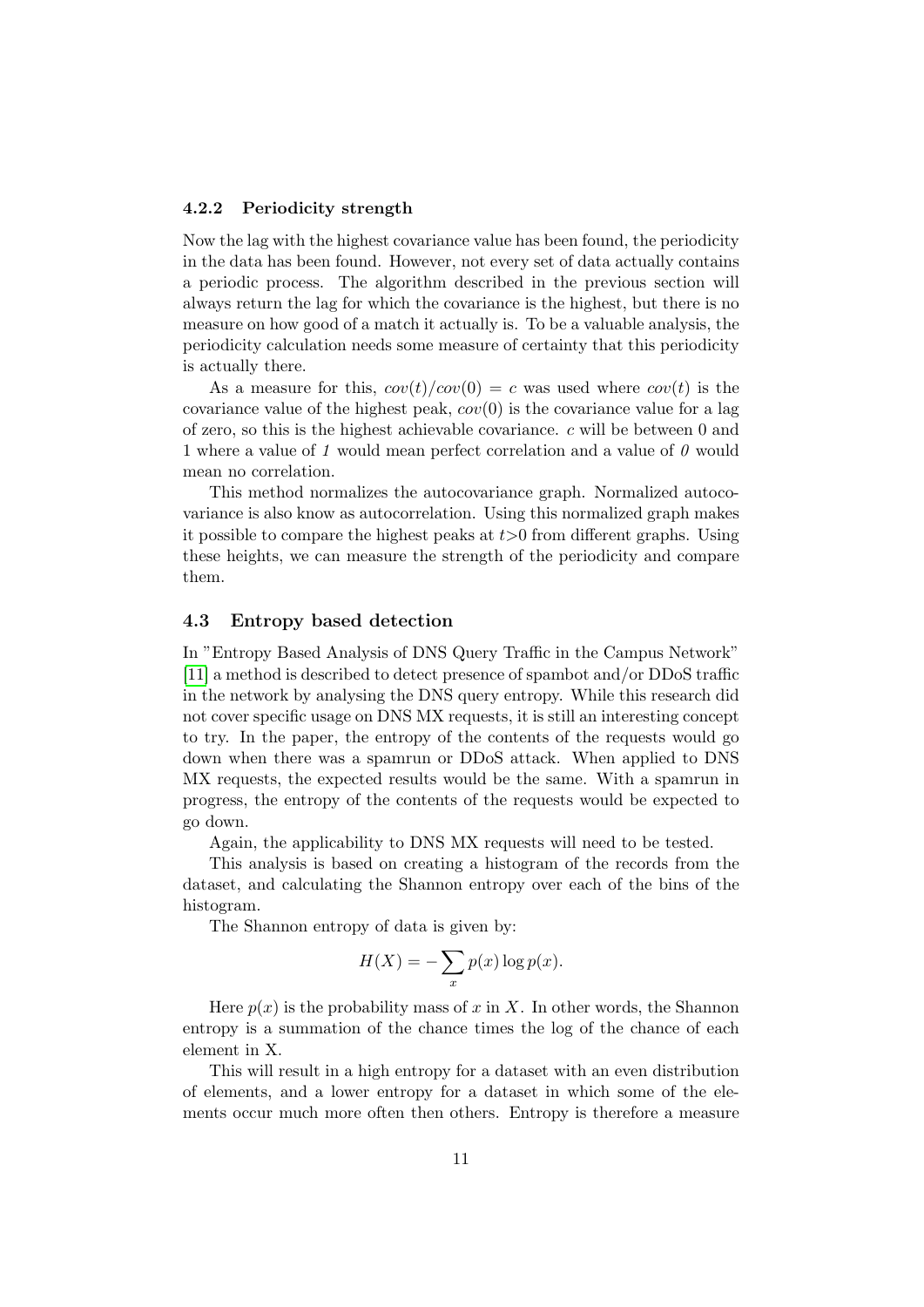### 4.2.2 Periodicity strength

Now the lag with the highest covariance value has been found, the periodicity in the data has been found. However, not every set of data actually contains a periodic process. The algorithm described in the previous section will always return the lag for which the covariance is the highest, but there is no measure on how good of a match it actually is. To be a valuable analysis, the periodicity calculation needs some measure of certainty that this periodicity is actually there.

As a measure for this, $cov(t)/cov(0) = c$ was used where $cov(t)$ is the covariance value of the highest peak, $cov(0)$ is the covariance value for a lag of zero, so this is the highest achievable covariance. $c$ will be between 0 and 1 where a value of *1* would mean perfect correlation and a value of *0* would mean no correlation.

This method normalizes the autocovariance graph. Normalized autocovariance is also know as autocorrelation. Using this normalized graph makes it possible to compare the highest peaks at $t>0$ from different graphs. Using these heights, we can measure the strength of the periodicity and compare them.

## 4.3 Entropy based detection

In "Entropy Based Analysis of DNS Query Traffic in the Campus Network" [11] a method is described to detect presence of spambot and/or DDoS traffic in the network by analysing the DNS query entropy. While this research did not cover specific usage on DNS MX requests, it is still an interesting concept to try. In the paper, the entropy of the contents of the requests would go down when there was a spamrun or DDoS attack. When applied to DNS MX requests, the expected results would be the same. With a spamrun in progress, the entropy of the contents of the requests would be expected to go down.

Again, the applicability to DNS MX requests will need to be tested.

This analysis is based on creating a histogram of the records from the dataset, and calculating the Shannon entropy over each of the bins of the histogram.

The Shannon entropy of data is given by:

$$H(X) = -\sum_{x} p(x) \log p(x).$$

Here $p(x)$ is the probability mass of $x$ in $X$. In other words, the Shannon entropy is a summation of the chance times the log of the chance of each element in X.

This will result in a high entropy for a dataset with an even distribution of elements, and a lower entropy for a dataset in which some of the elements occur much more often then others. Entropy is therefore a measure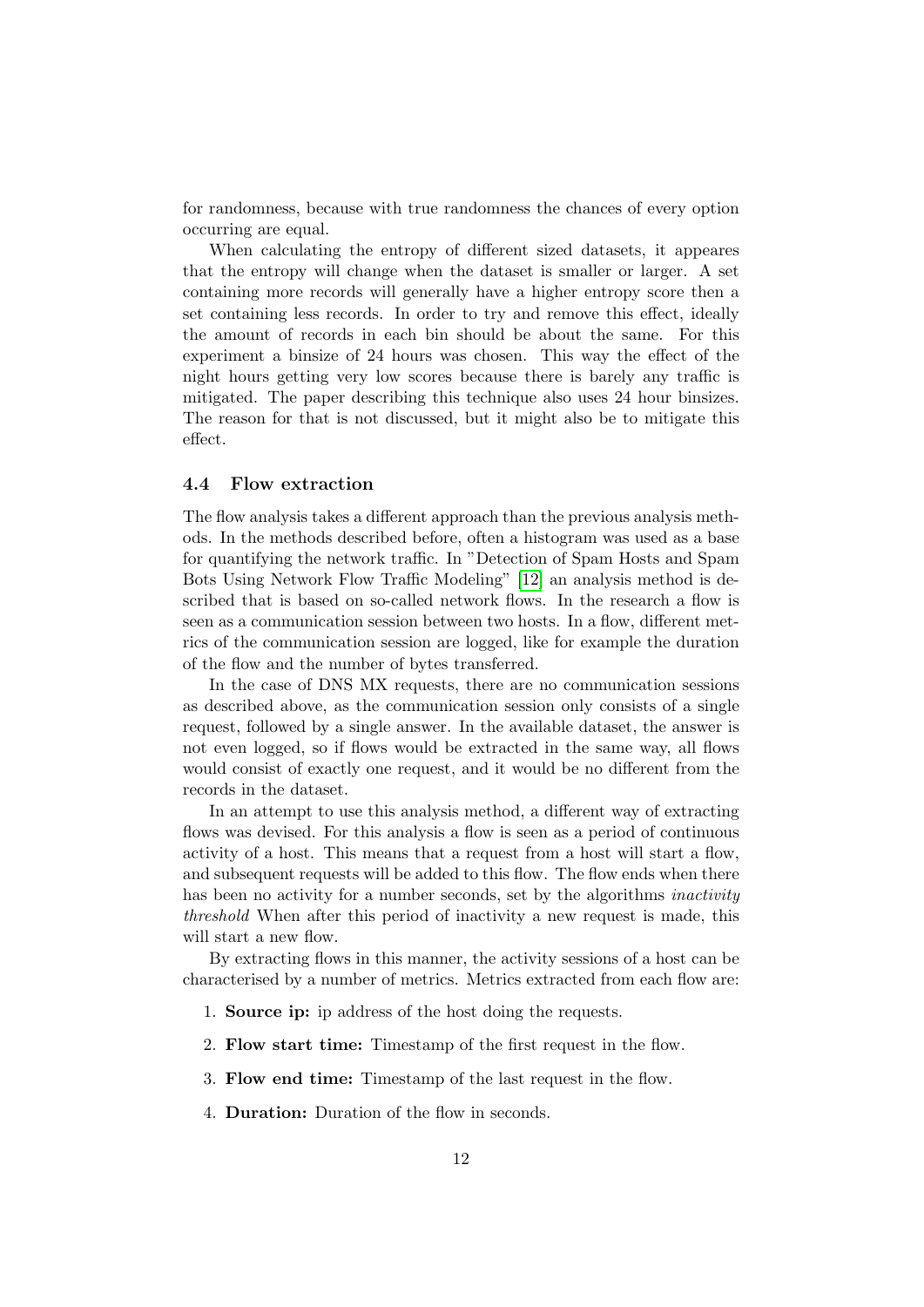for randomness, because with true randomness the chances of every option occurring are equal.

When calculating the entropy of different sized datasets, it appeares that the entropy will change when the dataset is smaller or larger. A set containing more records will generally have a higher entropy score then a set containing less records. In order to try and remove this effect, ideally the amount of records in each bin should be about the same. For this experiment a binsize of 24 hours was chosen. This way the effect of the night hours getting very low scores because there is barely any traffic is mitigated. The paper describing this technique also uses 24 hour binsizes. The reason for that is not discussed, but it might also be to mitigate this effect.

### 4.4 Flow extraction

The flow analysis takes a different approach than the previous analysis methods. In the methods described before, often a histogram was used as a base for quantifying the network traffic. In "Detection of Spam Hosts and Spam Bots Using Network Flow Traffic Modeling" [12] an analysis method is described that is based on so-called network flows. In the research a flow is seen as a communication session between two hosts. In a flow, different metrics of the communication session are logged, like for example the duration of the flow and the number of bytes transferred.

In the case of DNS MX requests, there are no communication sessions as described above, as the communication session only consists of a single request, followed by a single answer. In the available dataset, the answer is not even logged, so if flows would be extracted in the same way, all flows would consist of exactly one request, and it would be no different from the records in the dataset.

In an attempt to use this analysis method, a different way of extracting flows was devised. For this analysis a flow is seen as a period of continuous activity of a host. This means that a request from a host will start a flow, and subsequent requests will be added to this flow. The flow ends when there has been no activity for a number seconds, set by the algorithms *inactivity threshold* When after this period of inactivity a new request is made, this will start a new flow.

By extracting flows in this manner, the activity sessions of a host can be characterised by a number of metrics. Metrics extracted from each flow are:

1. **Source ip:** ip address of the host doing the requests.
2. **Flow start time:** Timestamp of the first request in the flow.
3. **Flow end time:** Timestamp of the last request in the flow.
4. **Duration:** Duration of the flow in seconds.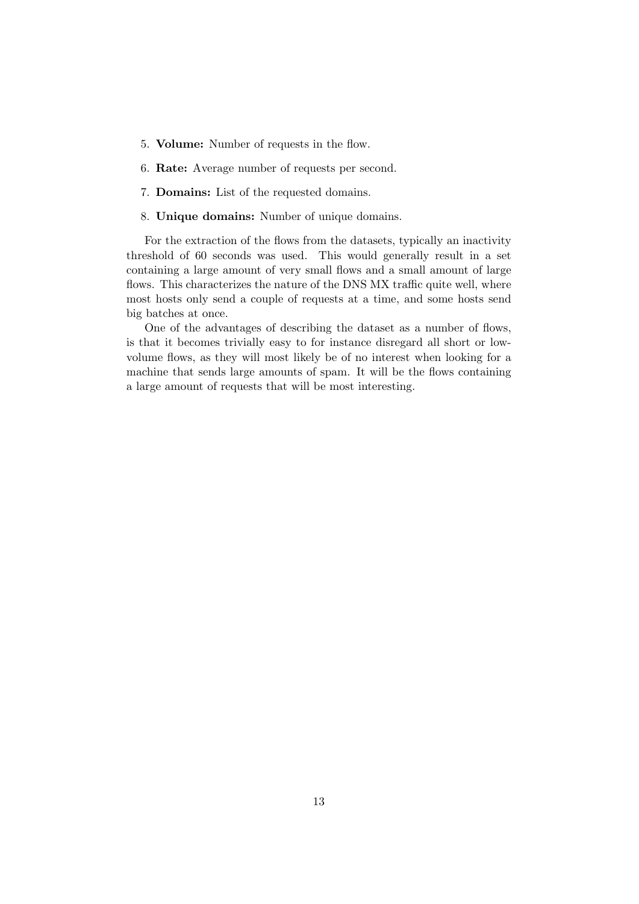5. **Volume:** Number of requests in the flow.
6. **Rate:** Average number of requests per second.
7. **Domains:** List of the requested domains.
8. **Unique domains:** Number of unique domains.

For the extraction of the flows from the datasets, typically an inactivity threshold of 60 seconds was used. This would generally result in a set containing a large amount of very small flows and a small amount of large flows. This characterizes the nature of the DNS MX traffic quite well, where most hosts only send a couple of requests at a time, and some hosts send big batches at once.

One of the advantages of describing the dataset as a number of flows, is that it becomes trivially easy to for instance disregard all short or low-volume flows, as they will most likely be of no interest when looking for a machine that sends large amounts of spam. It will be the flows containing a large amount of requests that will be most interesting.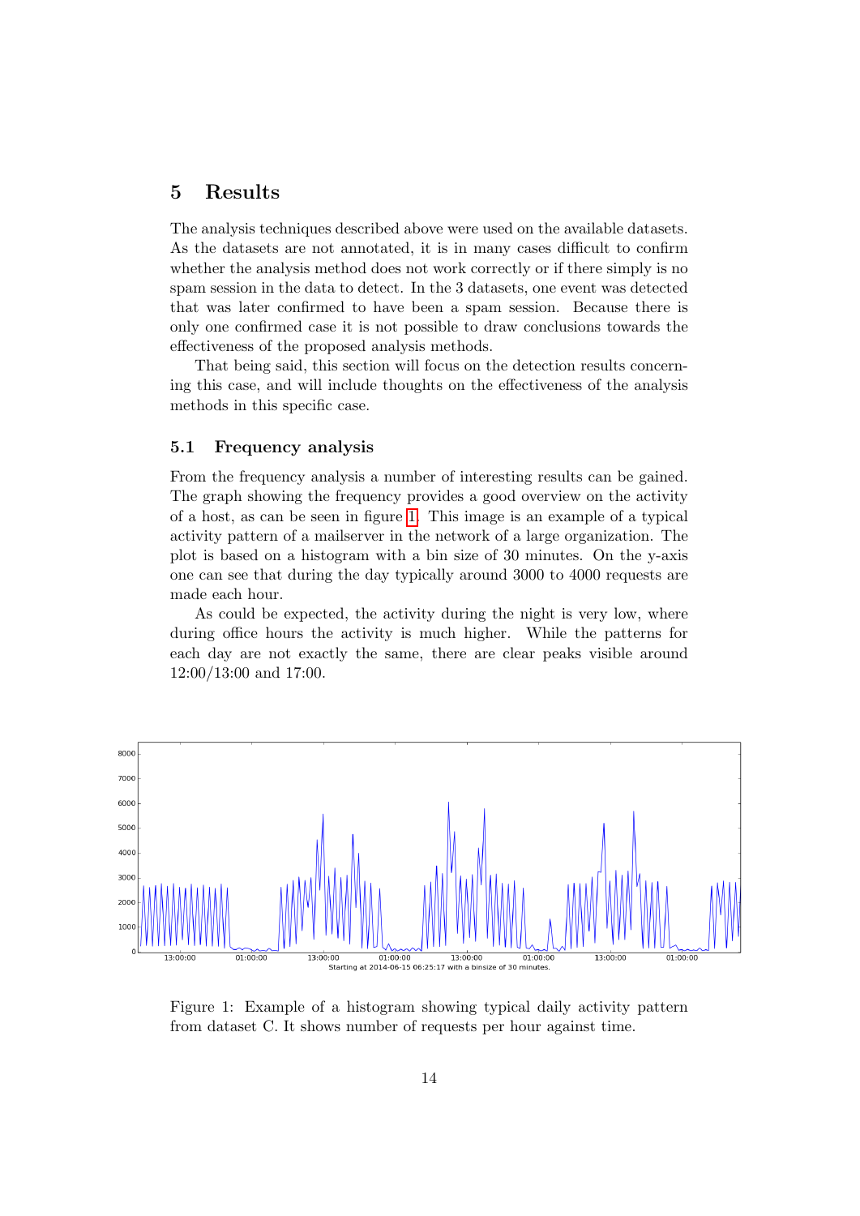# 5 Results

The analysis techniques described above were used on the available datasets. As the datasets are not annotated, it is in many cases difficult to confirm whether the analysis method does not work correctly or if there simply is no spam session in the data to detect. In the 3 datasets, one event was detected that was later confirmed to have been a spam session. Because there is only one confirmed case it is not possible to draw conclusions towards the effectiveness of the proposed analysis methods.

That being said, this section will focus on the detection results concerning this case, and will include thoughts on the effectiveness of the analysis methods in this specific case.

## 5.1 Frequency analysis

From the frequency analysis a number of interesting results can be gained. The graph showing the frequency provides a good overview on the activity of a host, as can be seen in figure 1. This image is an example of a typical activity pattern of a mailserver in the network of a large organization. The plot is based on a histogram with a bin size of 30 minutes. On the y-axis one can see that during the day typically around 3000 to 4000 requests are made each hour.

As could be expected, the activity during the night is very low, where during office hours the activity is much higher. While the patterns for each day are not exactly the same, there are clear peaks visible around 12:00/13:00 and 17:00.

Figure 1: Example of a histogram showing typical daily activity pattern from dataset C. It shows number of requests per hour against time.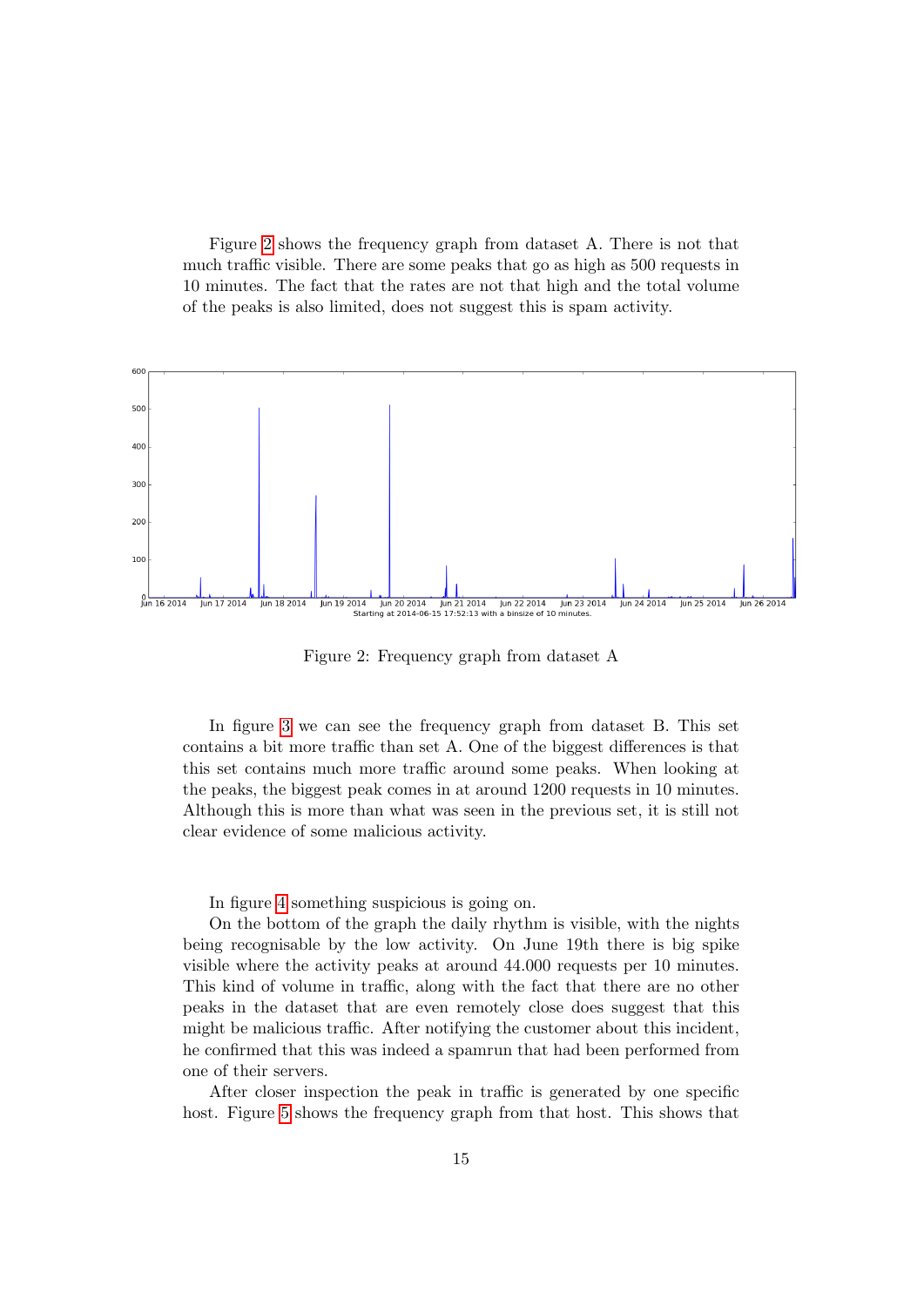Figure 2 shows the frequency graph from dataset A. There is not that much traffic visible. There are some peaks that go as high as 500 requests in 10 minutes. The fact that the rates are not that high and the total volume of the peaks is also limited, does not suggest this is spam activity.

Figure 2: Frequency graph from dataset A

In figure 3 we can see the frequency graph from dataset B. This set contains a bit more traffic than set A. One of the biggest differences is that this set contains much more traffic around some peaks. When looking at the peaks, the biggest peak comes in at around 1200 requests in 10 minutes. Although this is more than what was seen in the previous set, it is still not clear evidence of some malicious activity.

In figure 4 something suspicious is going on.

On the bottom of the graph the daily rhythm is visible, with the nights being recognisable by the low activity. On June 19th there is big spike visible where the activity peaks at around 44.000 requests per 10 minutes. This kind of volume in traffic, along with the fact that there are no other peaks in the dataset that are even remotely close does suggest that this might be malicious traffic. After notifying the customer about this incident, he confirmed that this was indeed a spamrun that had been performed from one of their servers.

After closer inspection the peak in traffic is generated by one specific host. Figure 5 shows the frequency graph from that host. This shows that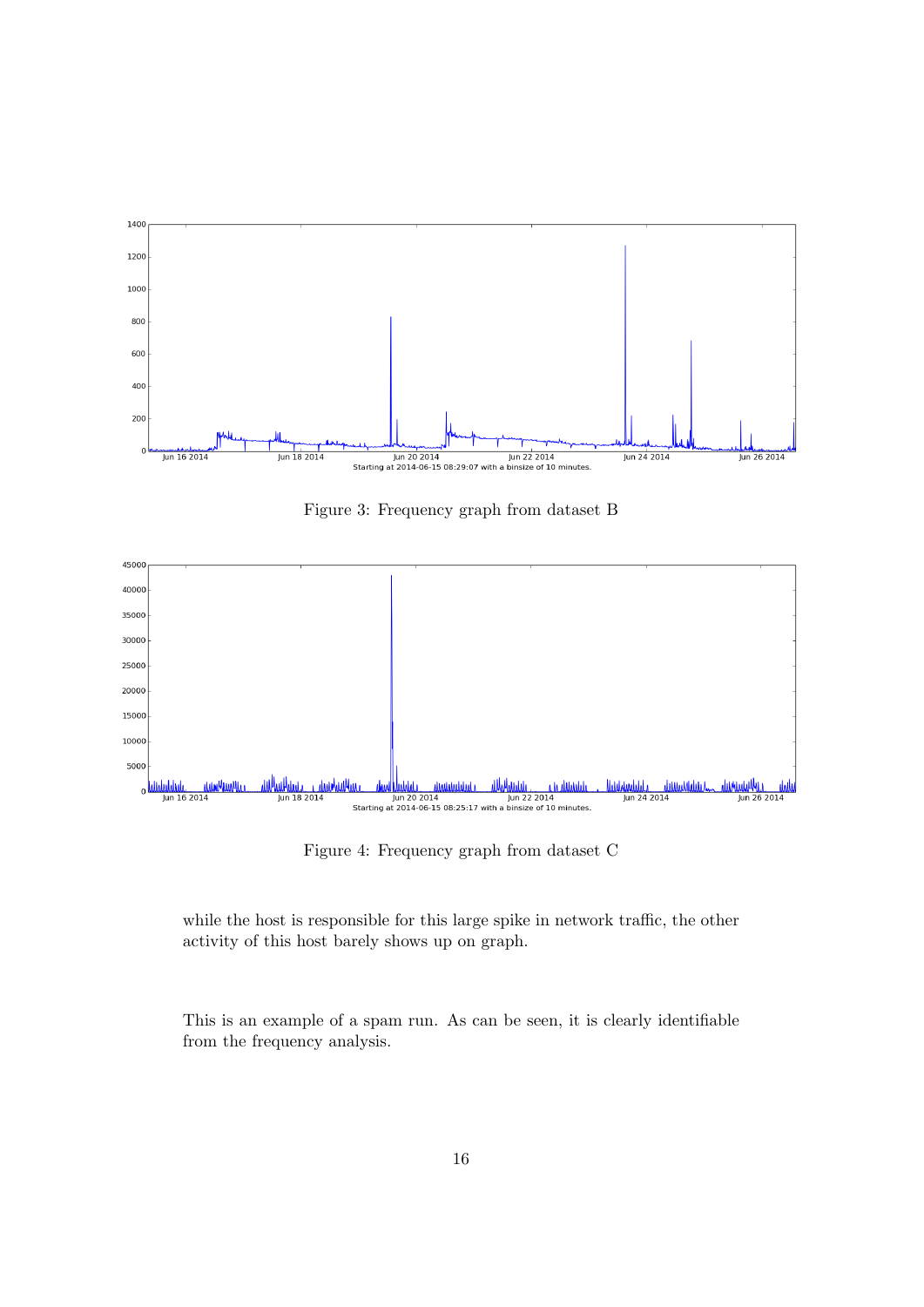Figure 3: Frequency graph from dataset B

Figure 4: Frequency graph from dataset C

while the host is responsible for this large spike in network traffic, the other activity of this host barely shows up on graph.

This is an example of a spam run. As can be seen, it is clearly identifiable from the frequency analysis.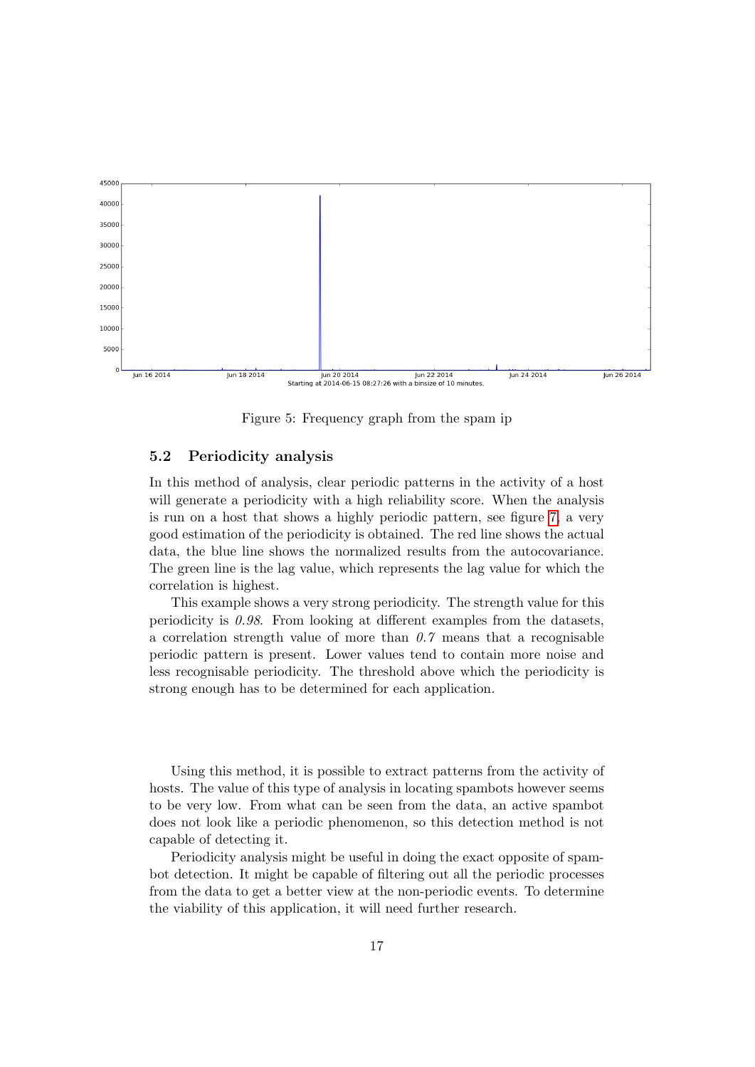Figure 5: Frequency graph from the spam ip

### 5.2 Periodicity analysis

In this method of analysis, clear periodic patterns in the activity of a host will generate a periodicity with a high reliability score. When the analysis is run on a host that shows a highly periodic pattern, see figure 7, a very good estimation of the periodicity is obtained. The red line shows the actual data, the blue line shows the normalized results from the autocovariance. The green line is the lag value, which represents the lag value for which the correlation is highest.

This example shows a very strong periodicity. The strength value for this periodicity is *0.98*. From looking at different examples from the datasets, a correlation strength value of more than *0.7* means that a recognisable periodic pattern is present. Lower values tend to contain more noise and less recognisable periodicity. The threshold above which the periodicity is strong enough has to be determined for each application.

Using this method, it is possible to extract patterns from the activity of hosts. The value of this type of analysis in locating spambots however seems to be very low. From what can be seen from the data, an active spambot does not look like a periodic phenomenon, so this detection method is not capable of detecting it.

Periodicity analysis might be useful in doing the exact opposite of spambot detection. It might be capable of filtering out all the periodic processes from the data to get a better view at the non-periodic events. To determine the viability of this application, it will need further research.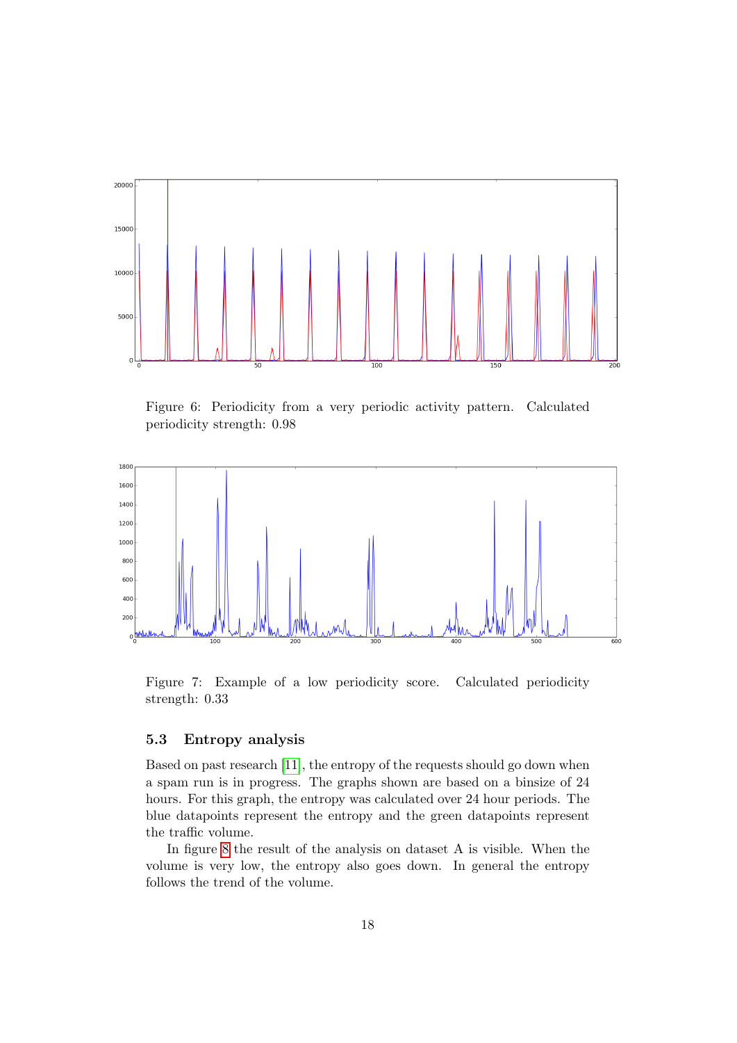Figure 6: Periodicity from a very periodic activity pattern. Calculated periodicity strength: 0.98

Figure 7: Example of a low periodicity score. Calculated periodicity strength: 0.33

### 5.3 Entropy analysis

Based on past research [11], the entropy of the requests should go down when a spam run is in progress. The graphs shown are based on a binsize of 24 hours. For this graph, the entropy was calculated over 24 hour periods. The blue datapoints represent the entropy and the green datapoints represent the traffic volume.

In figure 8 the result of the analysis on dataset A is visible. When the volume is very low, the entropy also goes down. In general the entropy follows the trend of the volume.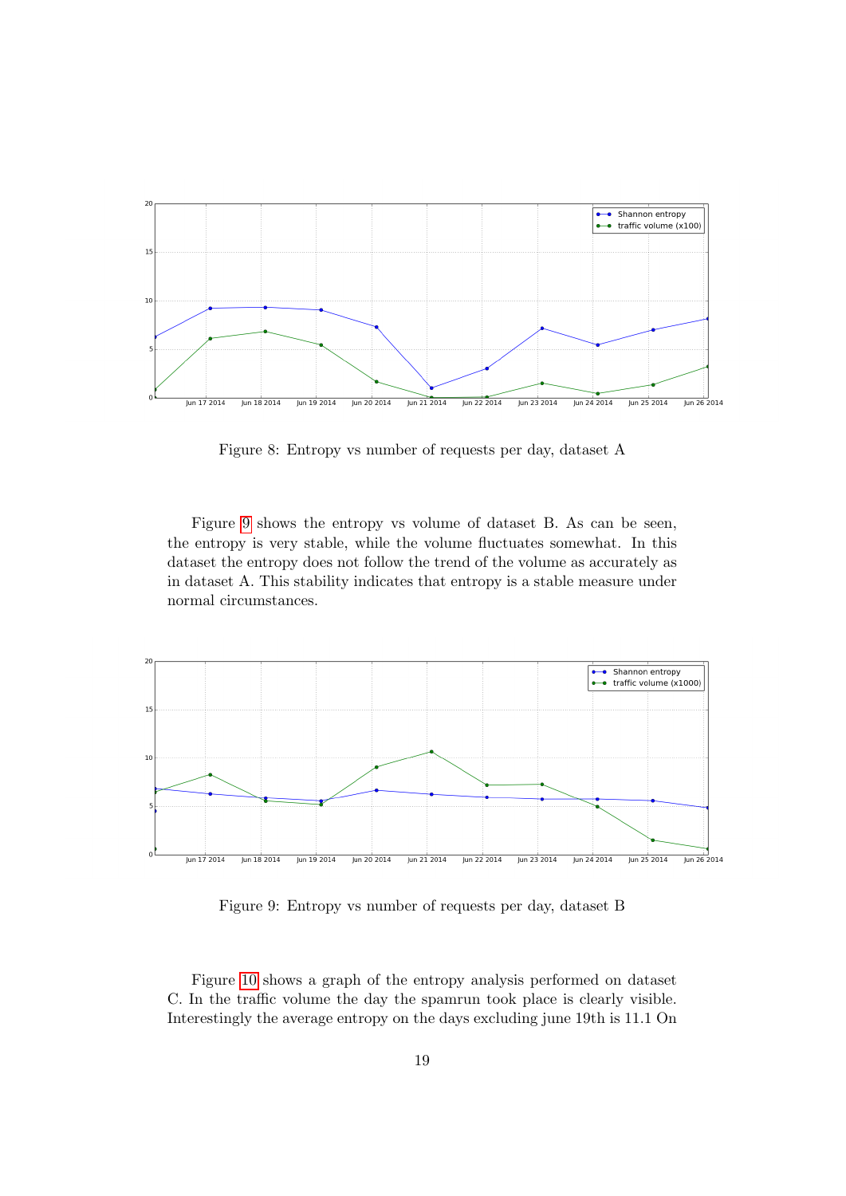Figure 8: Entropy vs number of requests per day, dataset A

Figure 9 shows the entropy vs volume of dataset B. As can be seen, the entropy is very stable, while the volume fluctuates somewhat. In this dataset the entropy does not follow the trend of the volume as accurately as in dataset A. This stability indicates that entropy is a stable measure under normal circumstances.

Figure 9: Entropy vs number of requests per day, dataset B

Figure 10 shows a graph of the entropy analysis performed on dataset C. In the traffic volume the day the spamrun took place is clearly visible. Interestingly the average entropy on the days excluding june 19th is 11.1 On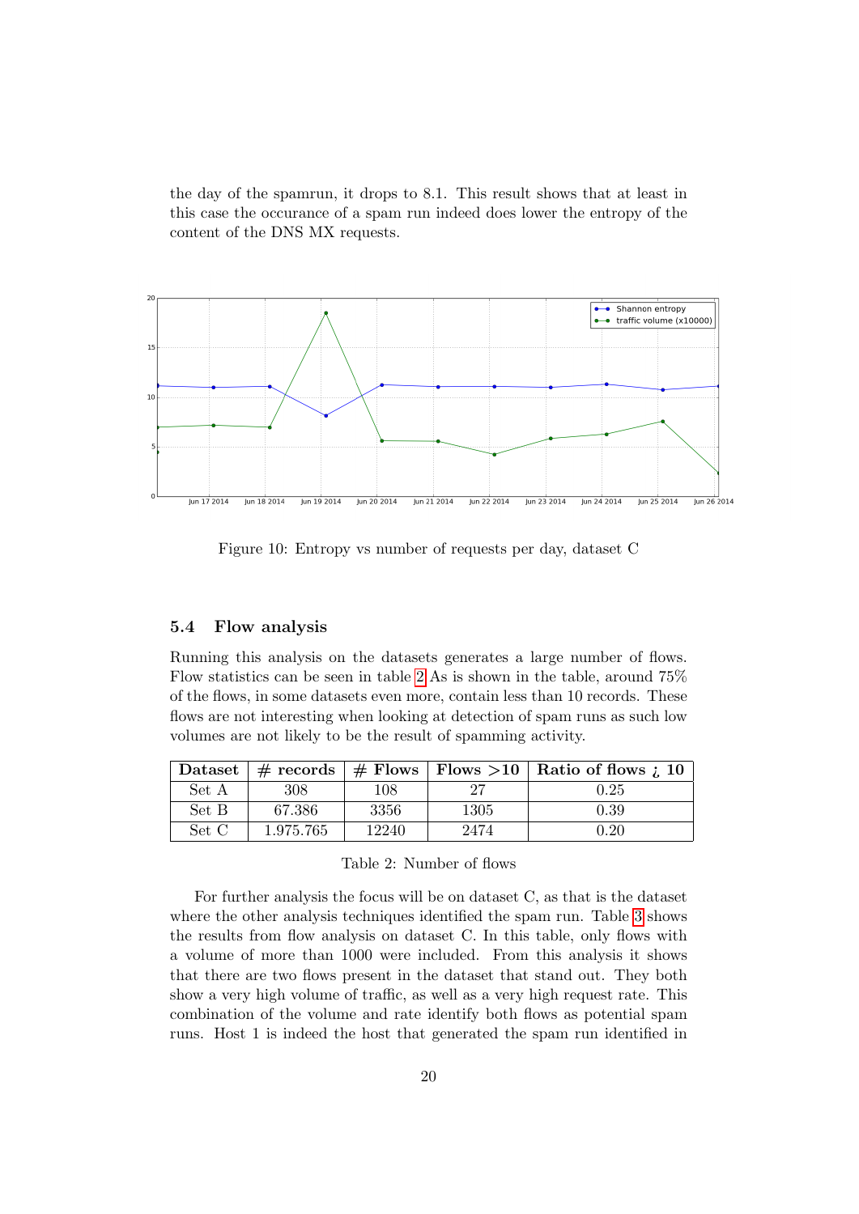the day of the spamrun, it drops to 8.1. This result shows that at least in this case the occurance of a spam run indeed does lower the entropy of the content of the DNS MX requests.

Figure 10: Entropy vs number of requests per day, dataset C

### 5.4 Flow analysis

Running this analysis on the datasets generates a large number of flows. Flow statistics can be seen in table 2 As is shown in the table, around 75% of the flows, in some datasets even more, contain less than 10 records. These flows are not interesting when looking at detection of spam runs as such low volumes are not likely to be the result of spamming activity.

| Dataset | # records | # Flows | Flows >10 | Ratio of flows ¿ 10 |
|---|---|---|---|---|
| Set A | 308 | 108 | 27 | 0.25 |
| Set B | 67.386 | 3356 | 1305 | 0.39 |
| Set C | 1.975.765 | 12240 | 2474 | 0.20 |

Table 2: Number of flows

For further analysis the focus will be on dataset C, as that is the dataset where the other analysis techniques identified the spam run. Table 3 shows the results from flow analysis on dataset C. In this table, only flows with a volume of more than 1000 were included. From this analysis it shows that there are two flows present in the dataset that stand out. They both show a very high volume of traffic, as well as a very high request rate. This combination of the volume and rate identify both flows as potential spam runs. Host 1 is indeed the host that generated the spam run identified in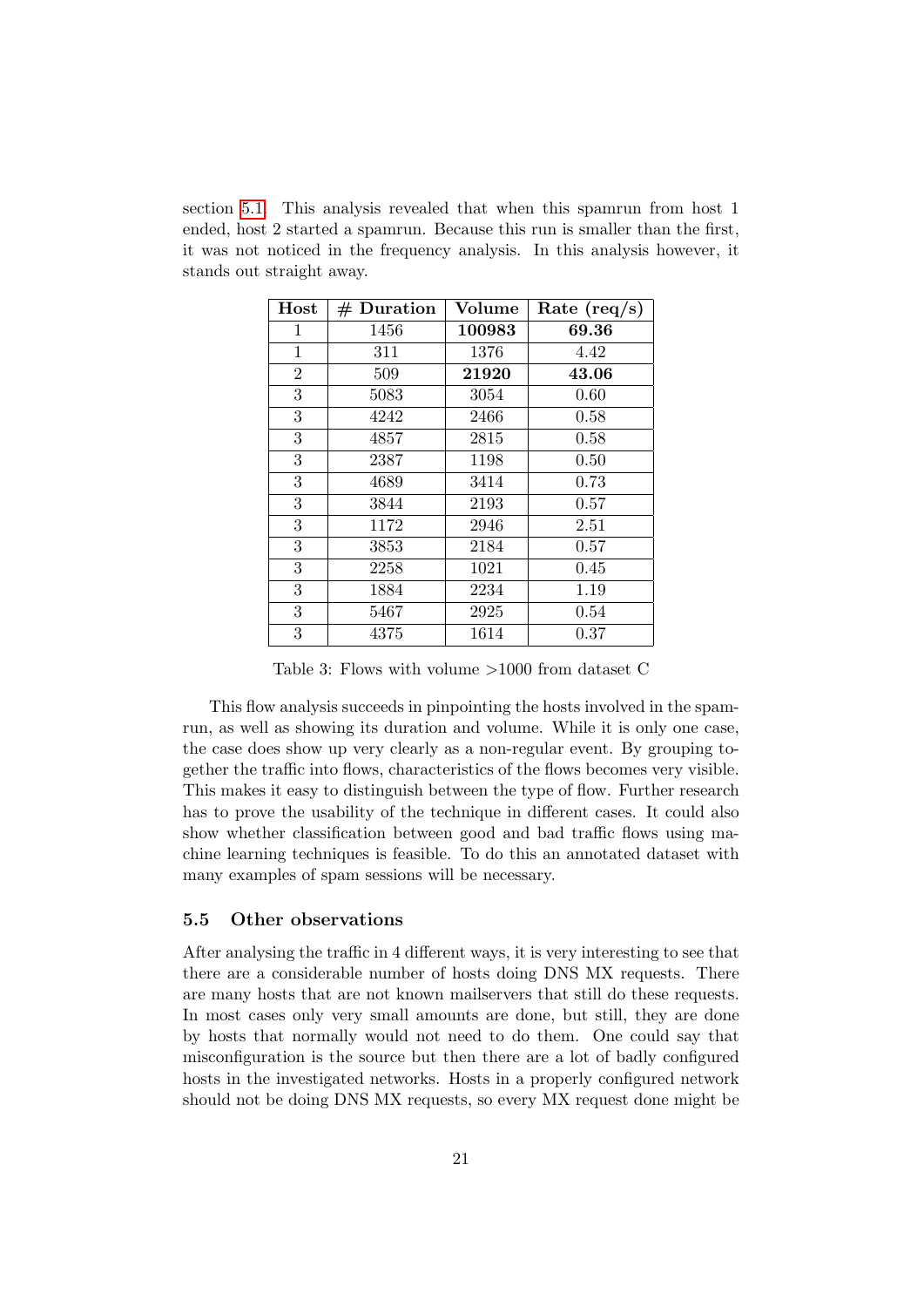section 5.1. This analysis revealed that when this spamrun from host 1 ended, host 2 started a spamrun. Because this run is smaller than the first, it was not noticed in the frequency analysis. In this analysis however, it stands out straight away.

| Host | # Duration | Volume | Rate (req/s) |
|---|---|---|---|
| 1 | 1456 | **100983** | **69.36** |
| 1 | 311 | 1376 | 4.42 |
| 2 | 509 | **21920** | **43.06** |
| 3 | 5083 | 3054 | 0.60 |
| 3 | 4242 | 2466 | 0.58 |
| 3 | 4857 | 2815 | 0.58 |
| 3 | 2387 | 1198 | 0.50 |
| 3 | 4689 | 3414 | 0.73 |
| 3 | 3844 | 2193 | 0.57 |
| 3 | 1172 | 2946 | 2.51 |
| 3 | 3853 | 2184 | 0.57 |
| 3 | 2258 | 1021 | 0.45 |
| 3 | 1884 | 2234 | 1.19 |
| 3 | 5467 | 2925 | 0.54 |
| 3 | 4375 | 1614 | 0.37 |

Table 3: Flows with volume >1000 from dataset C

This flow analysis succeeds in pinpointing the hosts involved in the spamrun, as well as showing its duration and volume. While it is only one case, the case does show up very clearly as a non-regular event. By grouping together the traffic into flows, characteristics of the flows becomes very visible. This makes it easy to distinguish between the type of flow. Further research has to prove the usability of the technique in different cases. It could also show whether classification between good and bad traffic flows using machine learning techniques is feasible. To do this an annotated dataset with many examples of spam sessions will be necessary.

### 5.5 Other observations

After analysing the traffic in 4 different ways, it is very interesting to see that there are a considerable number of hosts doing DNS MX requests. There are many hosts that are not known mailservers that still do these requests. In most cases only very small amounts are done, but still, they are done by hosts that normally would not need to do them. One could say that misconfiguration is the source but then there are a lot of badly configured hosts in the investigated networks. Hosts in a properly configured network should not be doing DNS MX requests, so every MX request done might be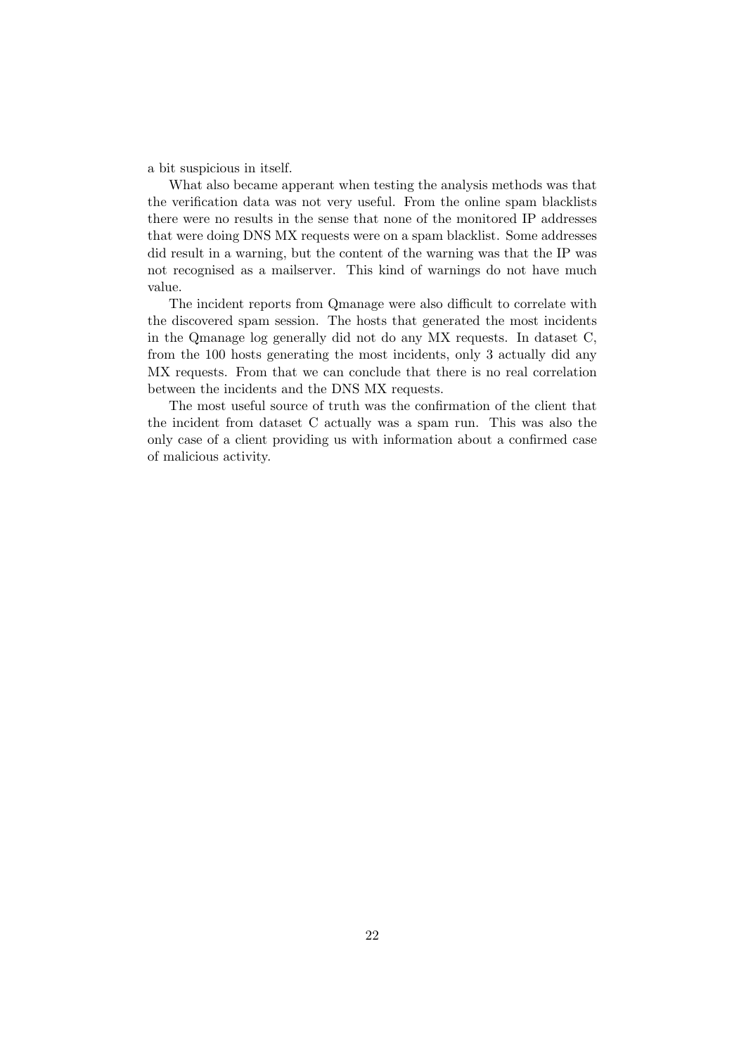a bit suspicious in itself.

What also became apperant when testing the analysis methods was that the verification data was not very useful. From the online spam blacklists there were no results in the sense that none of the monitored IP addresses that were doing DNS MX requests were on a spam blacklist. Some addresses did result in a warning, but the content of the warning was that the IP was not recognised as a mailserver. This kind of warnings do not have much value.

The incident reports from Qmanage were also difficult to correlate with the discovered spam session. The hosts that generated the most incidents in the Qmanage log generally did not do any MX requests. In dataset C, from the 100 hosts generating the most incidents, only 3 actually did any MX requests. From that we can conclude that there is no real correlation between the incidents and the DNS MX requests.

The most useful source of truth was the confirmation of the client that the incident from dataset C actually was a spam run. This was also the only case of a client providing us with information about a confirmed case of malicious activity.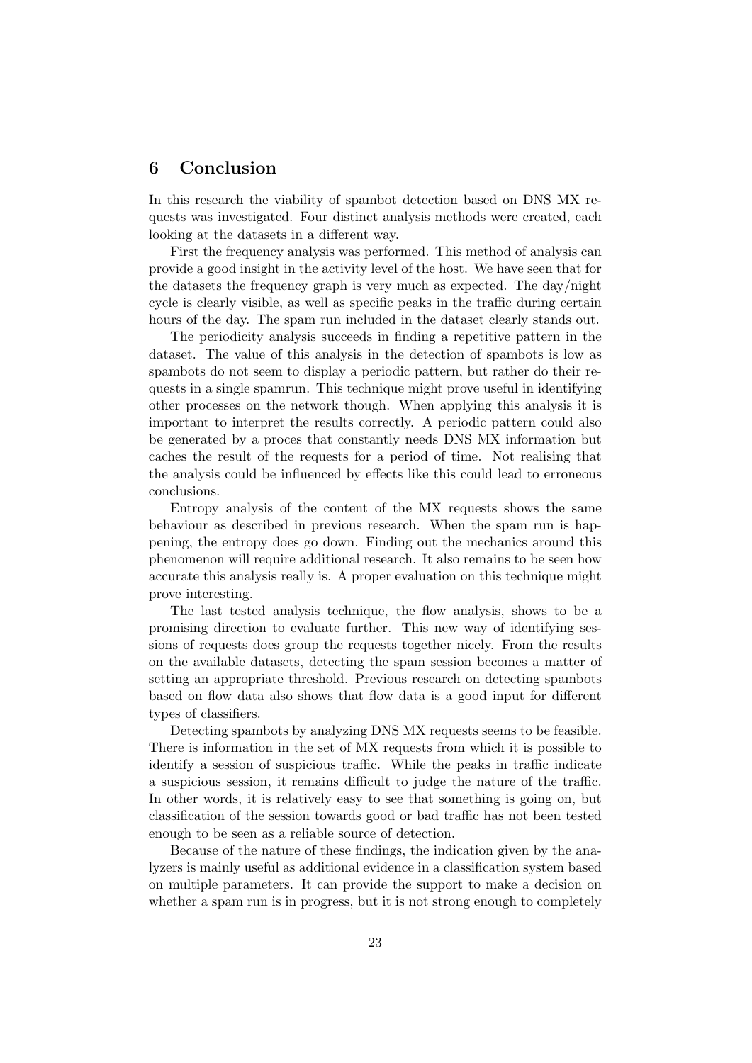# 6 Conclusion

In this research the viability of spambot detection based on DNS MX requests was investigated. Four distinct analysis methods were created, each looking at the datasets in a different way.

First the frequency analysis was performed. This method of analysis can provide a good insight in the activity level of the host. We have seen that for the datasets the frequency graph is very much as expected. The day/night cycle is clearly visible, as well as specific peaks in the traffic during certain hours of the day. The spam run included in the dataset clearly stands out.

The periodicity analysis succeeds in finding a repetitive pattern in the dataset. The value of this analysis in the detection of spambots is low as spambots do not seem to display a periodic pattern, but rather do their requests in a single spamrun. This technique might prove useful in identifying other processes on the network though. When applying this analysis it is important to interpret the results correctly. A periodic pattern could also be generated by a proces that constantly needs DNS MX information but caches the result of the requests for a period of time. Not realising that the analysis could be influenced by effects like this could lead to erroneous conclusions.

Entropy analysis of the content of the MX requests shows the same behaviour as described in previous research. When the spam run is happening, the entropy does go down. Finding out the mechanics around this phenomenon will require additional research. It also remains to be seen how accurate this analysis really is. A proper evaluation on this technique might prove interesting.

The last tested analysis technique, the flow analysis, shows to be a promising direction to evaluate further. This new way of identifying sessions of requests does group the requests together nicely. From the results on the available datasets, detecting the spam session becomes a matter of setting an appropriate threshold. Previous research on detecting spambots based on flow data also shows that flow data is a good input for different types of classifiers.

Detecting spambots by analyzing DNS MX requests seems to be feasible. There is information in the set of MX requests from which it is possible to identify a session of suspicious traffic. While the peaks in traffic indicate a suspicious session, it remains difficult to judge the nature of the traffic. In other words, it is relatively easy to see that something is going on, but classification of the session towards good or bad traffic has not been tested enough to be seen as a reliable source of detection.

Because of the nature of these findings, the indication given by the analyzers is mainly useful as additional evidence in a classification system based on multiple parameters. It can provide the support to make a decision on whether a spam run is in progress, but it is not strong enough to completely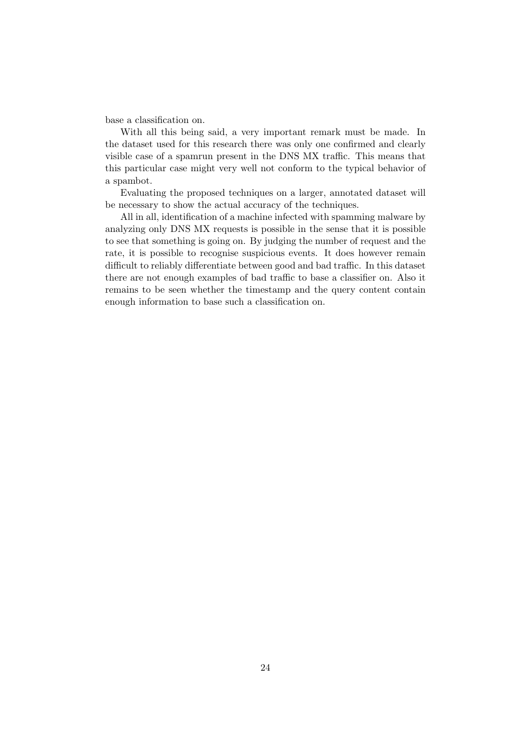base a classification on.

With all this being said, a very important remark must be made. In the dataset used for this research there was only one confirmed and clearly visible case of a spamrun present in the DNS MX traffic. This means that this particular case might very well not conform to the typical behavior of a spambot.

Evaluating the proposed techniques on a larger, annotated dataset will be necessary to show the actual accuracy of the techniques.

All in all, identification of a machine infected with spamming malware by analyzing only DNS MX requests is possible in the sense that it is possible to see that something is going on. By judging the number of request and the rate, it is possible to recognise suspicious events. It does however remain difficult to reliably differentiate between good and bad traffic. In this dataset there are not enough examples of bad traffic to base a classifier on. Also it remains to be seen whether the timestamp and the query content contain enough information to base such a classification on.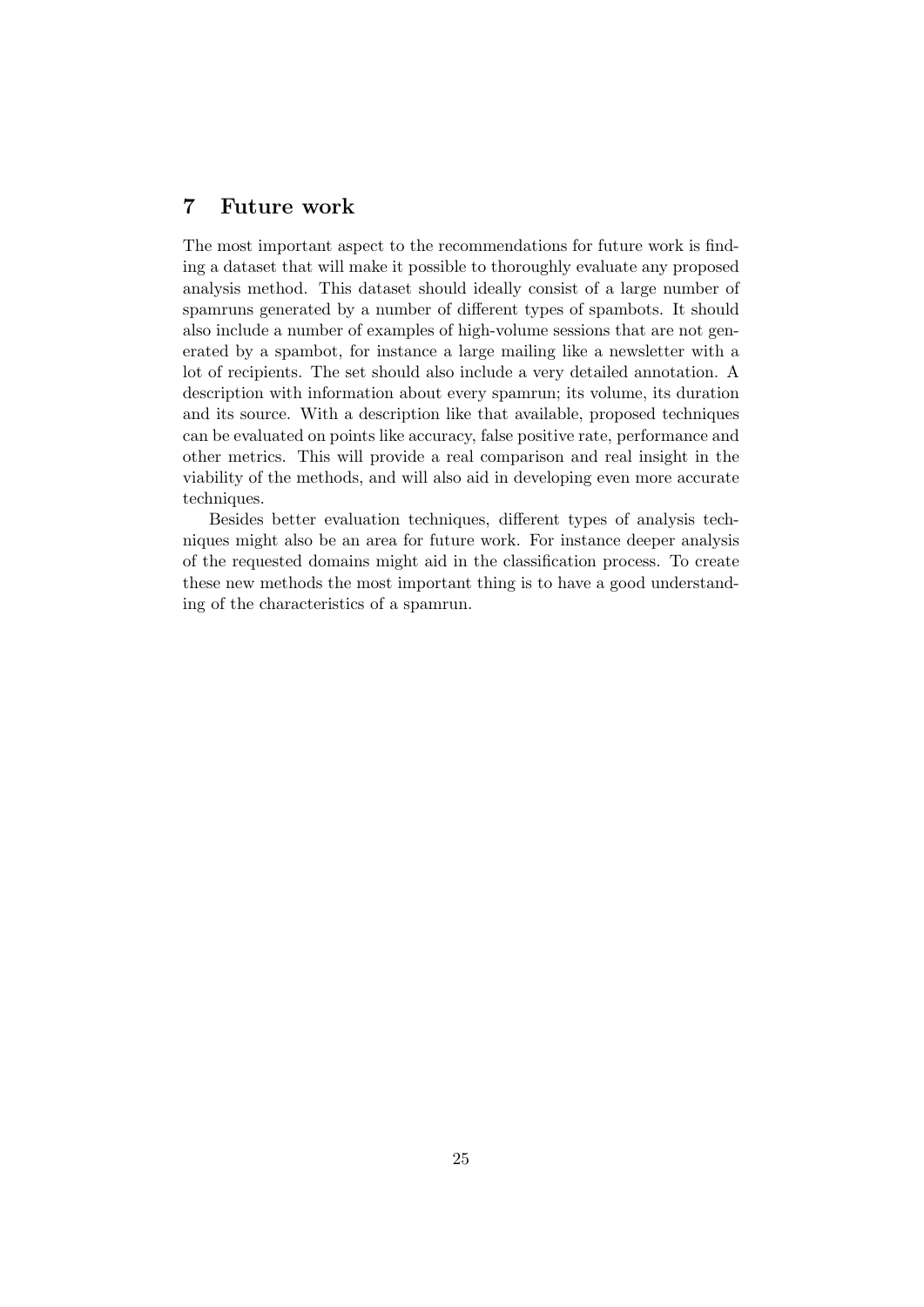# 7 Future work

The most important aspect to the recommendations for future work is finding a dataset that will make it possible to thoroughly evaluate any proposed analysis method. This dataset should ideally consist of a large number of spamruns generated by a number of different types of spambots. It should also include a number of examples of high-volume sessions that are not generated by a spambot, for instance a large mailing like a newsletter with a lot of recipients. The set should also include a very detailed annotation. A description with information about every spamrun; its volume, its duration and its source. With a description like that available, proposed techniques can be evaluated on points like accuracy, false positive rate, performance and other metrics. This will provide a real comparison and real insight in the viability of the methods, and will also aid in developing even more accurate techniques.

Besides better evaluation techniques, different types of analysis techniques might also be an area for future work. For instance deeper analysis of the requested domains might aid in the classification process. To create these new methods the most important thing is to have a good understanding of the characteristics of a spamrun.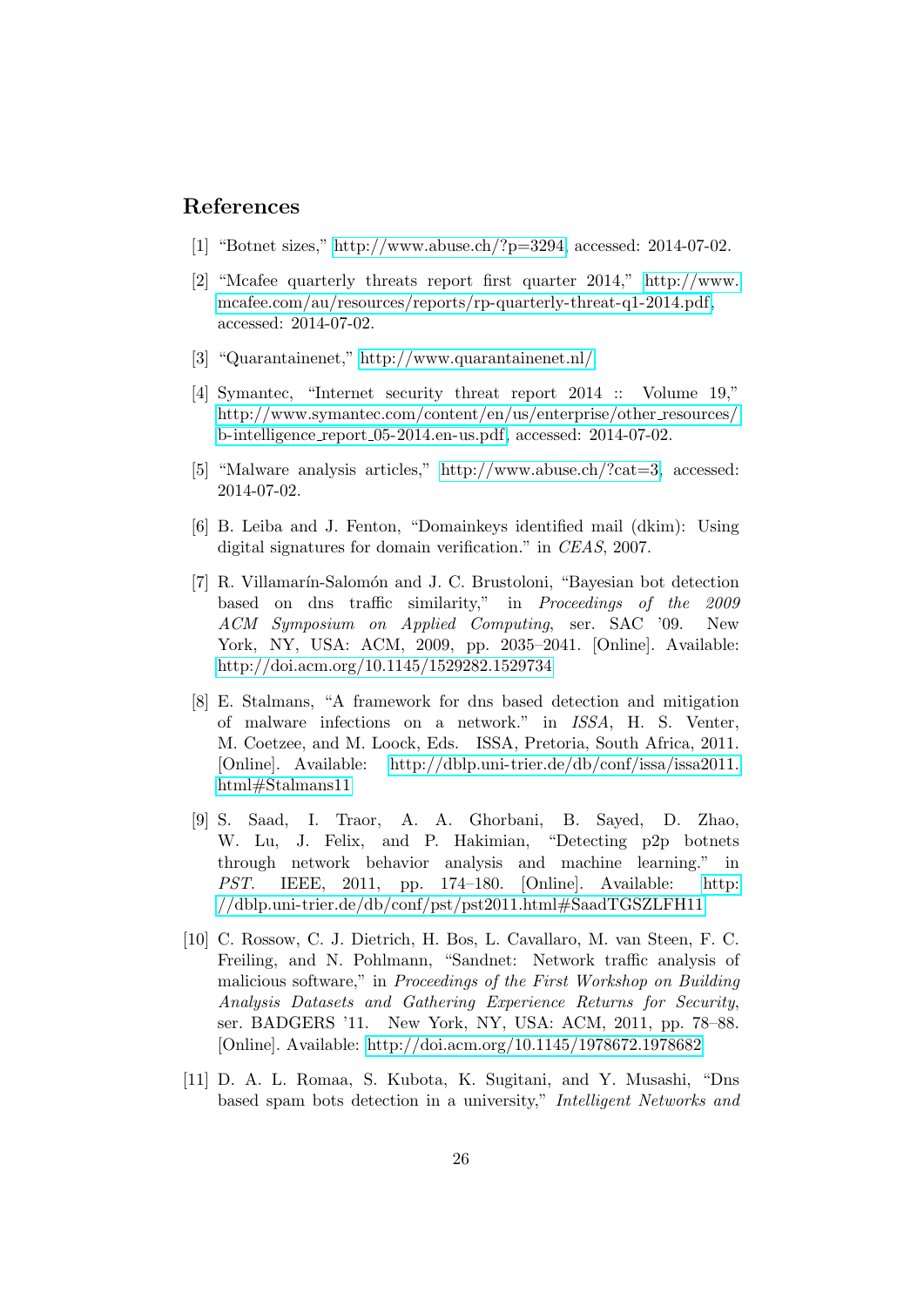## References

[1] "Botnet sizes," http://www.abuse.ch/?p=3294, accessed: 2014-07-02.

[2] "Mcafee quarterly threats report first quarter 2014," http://www.mcafee.com/au/resources/reports/rp-quarterly-threat-q1-2014.pdf, accessed: 2014-07-02.

[3] "Quarantainenet," http://www.quarantainenet.nl/.

[4] Symantec, "Internet security threat report 2014 :: Volume 19," http://www.symantec.com/content/en/us/enterprise/other_resources/b-intelligence_report_05-2014.en-us.pdf, accessed: 2014-07-02.

[5] "Malware analysis articles," http://www.abuse.ch/?cat=3, accessed: 2014-07-02.

[6] B. Leiba and J. Fenton, "Domainkeys identified mail (dkim): Using digital signatures for domain verification." in *CEAS*, 2007.

[7] R. Villamarín-Salomón and J. C. Brustoloni, "Bayesian bot detection based on dns traffic similarity," in *Proceedings of the 2009 ACM Symposium on Applied Computing*, ser. SAC '09. New York, NY, USA: ACM, 2009, pp. 2035–2041. [Online]. Available: http://doi.acm.org/10.1145/1529282.1529734

[8] E. Stalmans, "A framework for dns based detection and mitigation of malware infections on a network." in *ISSA*, H. S. Venter, M. Coetzee, and M. Loock, Eds. ISSA, Pretoria, South Africa, 2011. [Online]. Available: http://dblp.uni-trier.de/db/conf/issa/issa2011.html#Stalmans11

[9] S. Saad, I. Traor, A. A. Ghorbani, B. Sayed, D. Zhao, W. Lu, J. Felix, and P. Hakimian, "Detecting p2p botnets through network behavior analysis and machine learning." in *PST*. IEEE, 2011, pp. 174–180. [Online]. Available: http://dblp.uni-trier.de/db/conf/pst/pst2011.html#SaadTGSZLFH11

[10] C. Rossow, C. J. Dietrich, H. Bos, L. Cavallaro, M. van Steen, F. C. Freiling, and N. Pohlmann, "Sandnet: Network traffic analysis of malicious software," in *Proceedings of the First Workshop on Building Analysis Datasets and Gathering Experience Returns for Security*, ser. BADGERS '11. New York, NY, USA: ACM, 2011, pp. 78–88. [Online]. Available: http://doi.acm.org/10.1145/1978672.1978682

[11] D. A. L. Romaa, S. Kubota, K. Sugitani, and Y. Musashi, "Dns based spam bots detection in a university," *Intelligent Networks and*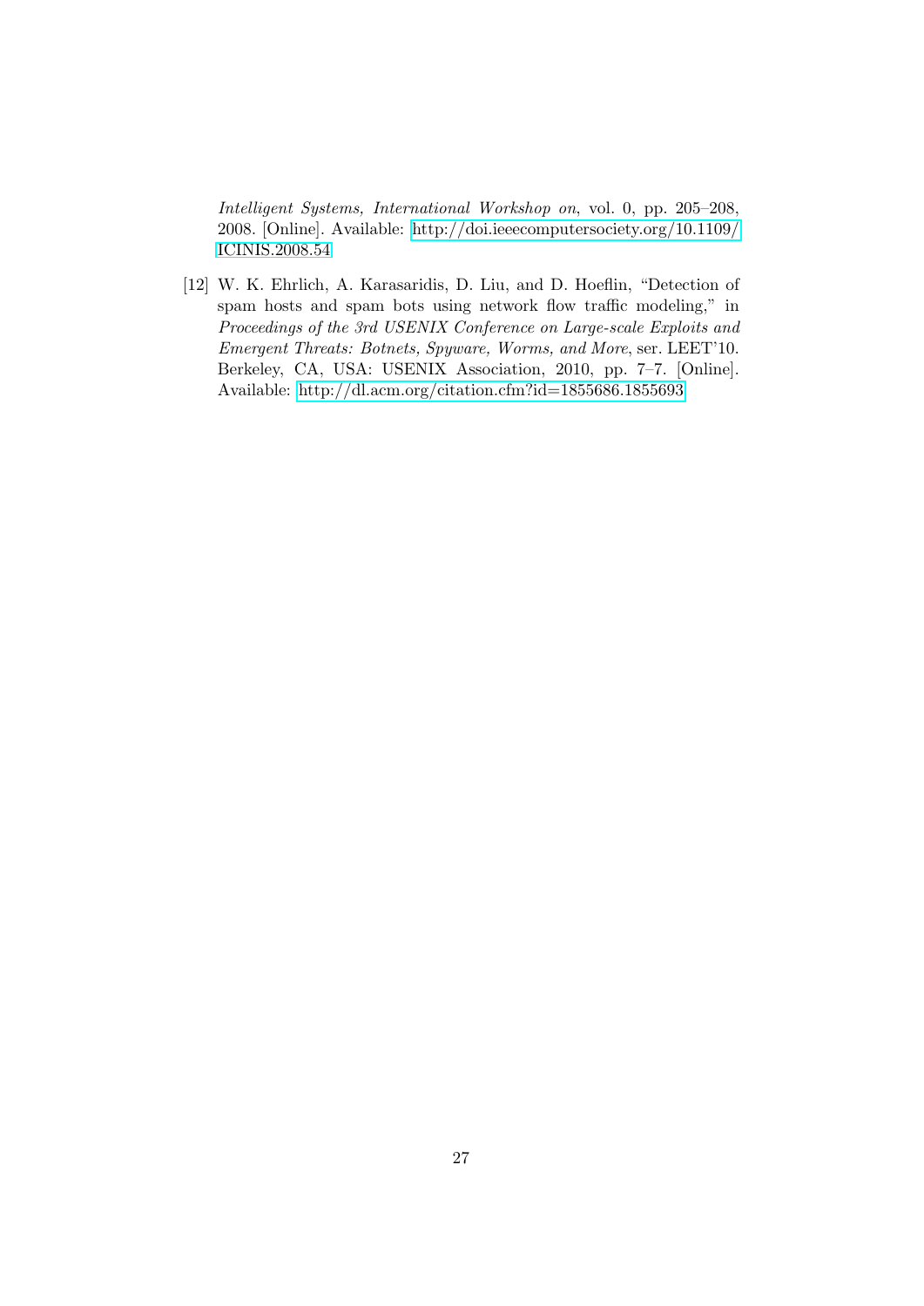*Intelligent Systems, International Workshop on*, vol. 0, pp. 205–208, 2008. [Online]. Available: http://doi.ieeecomputersociety.org/10.1109/ICINIS.2008.54

[12] W. K. Ehrlich, A. Karasaridis, D. Liu, and D. Hoeflin, "Detection of spam hosts and spam bots using network flow traffic modeling," in *Proceedings of the 3rd USENIX Conference on Large-scale Exploits and Emergent Threats: Botnets, Spyware, Worms, and More*, ser. LEET'10. Berkeley, CA, USA: USENIX Association, 2010, pp. 7–7. [Online]. Available: http://dl.acm.org/citation.cfm?id=1855686.1855693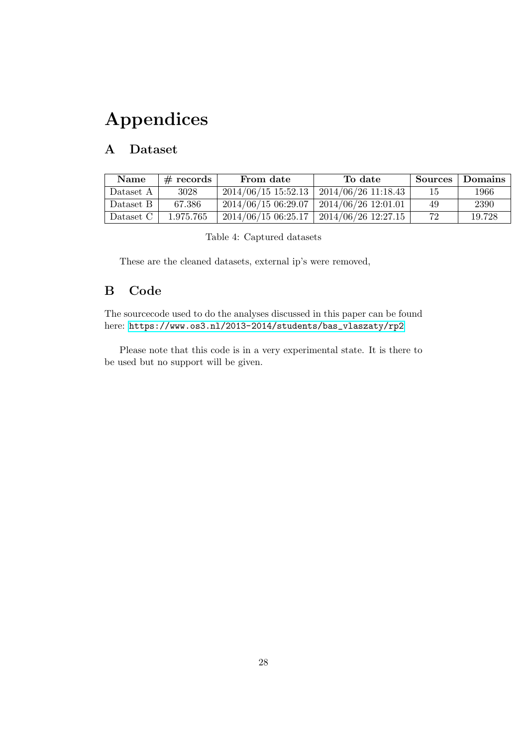# Appendices

## A Dataset

| Name | # records | From date | To date | Sources | Domains |
|---|---|---|---|---|---|
| Dataset A | 3028 | 2014/06/15 15:52.13 | 2014/06/26 11:18.43 | 15 | 1966 |
| Dataset B | 67.386 | 2014/06/15 06:29.07 | 2014/06/26 12:01.01 | 49 | 2390 |
| Dataset C | 1.975.765 | 2014/06/15 06:25.17 | 2014/06/26 12:27.15 | 72 | 19.728 |

Table 4: Captured datasets

These are the cleaned datasets, external ip's were removed,

## B Code

The sourcecode used to do the analyses discussed in this paper can be found here: https://www.os3.nl/2013-2014/students/bas_vlaszaty/rp2

Please note that this code is in a very experimental state. It is there to be used but no support will be given.